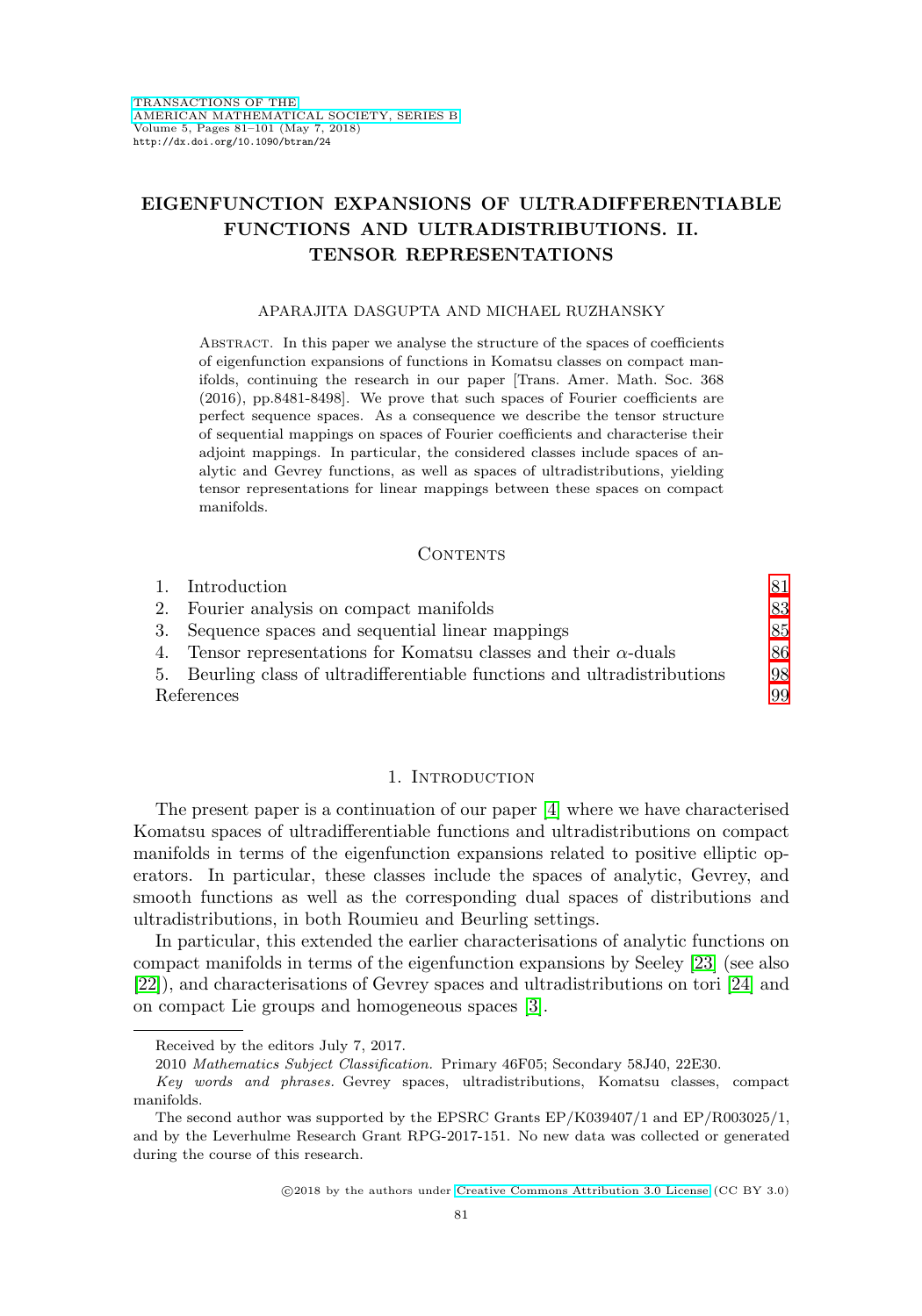# EIGENFUNCTION EXPANSIONS OF ULTRADIFFERENTIABLE FUNCTIONS AND ULTRADISTRIBUTIONS. II. TENSOR REPRESENTATIONS

APARAJITA DASGUPTA AND MICHAEL RUZHANSKY

Abstract. In this paper we analyse the structure of the spaces of coefficients of eigenfunction expansions of functions in Komatsu classes on compact manifolds, continuing the research in our paper [Trans. Amer. Math. Soc. 368 (2016), pp.8481-8498]. We prove that such spaces of Fourier coefficients are perfect sequence spaces. As a consequence we describe the tensor structure of sequential mappings on spaces of Fourier coefficients and characterise their adjoint mappings. In particular, the considered classes include spaces of analytic and Gevrey functions, as well as spaces of ultradistributions, yielding tensor representations for linear mappings between these spaces on compact manifolds.

## Contents

1. Introduction 81
2. Fourier analysis on compact manifolds 83
3. Sequence spaces and sequential linear mappings 85
4. Tensor representations for Komatsu classes and their $\alpha$-duals 86
5. Beurling class of ultradifferentiable functions and ultradistributions 98

References 99

## 1. Introduction

The present paper is a continuation of our paper [4] where we have characterised Komatsu spaces of ultradifferentiable functions and ultradistributions on compact manifolds in terms of the eigenfunction expansions related to positive elliptic operators. In particular, these classes include the spaces of analytic, Gevrey, and smooth functions as well as the corresponding dual spaces of distributions and ultradistributions, in both Roumieu and Beurling settings.

In particular, this extended the earlier characterisations of analytic functions on compact manifolds in terms of the eigenfunction expansions by Seeley [23] (see also [22]), and characterisations of Gevrey spaces and ultradistributions on tori [24] and on compact Lie groups and homogeneous spaces [3].

---

Received by the editors July 7, 2017.

2010 *Mathematics Subject Classification.* Primary 46F05; Secondary 58J40, 22E30.

*Key words and phrases.* Gevrey spaces, ultradistributions, Komatsu classes, compact manifolds.

The second author was supported by the EPSRC Grants EP/K039407/1 and EP/R003025/1, and by the Leverhulme Research Grant RPG-2017-151. No new data was collected or generated during the course of this research.

©2018 by the authors under Creative Commons Attribution 3.0 License (CC BY 3.0)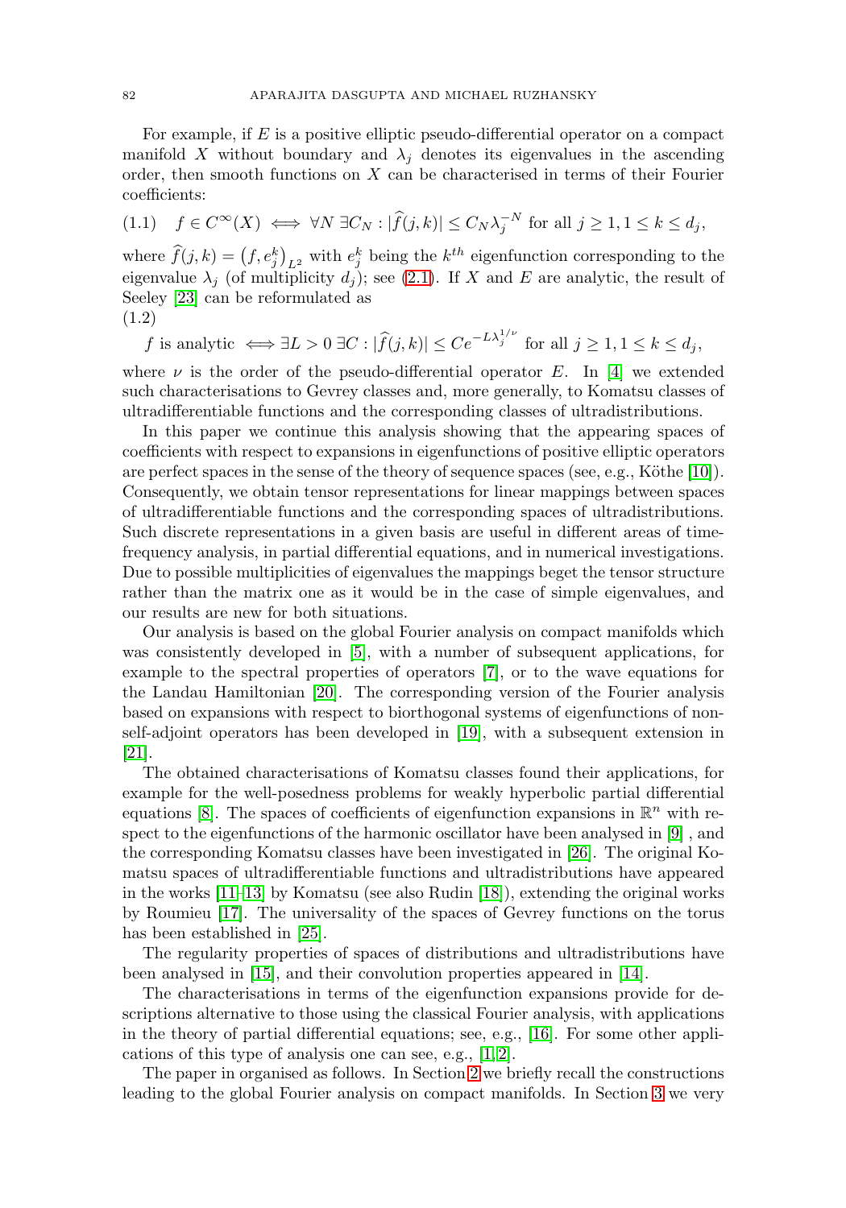For example, if $E$ is a positive elliptic pseudo-differential operator on a compact manifold $X$ without boundary and $\lambda_j$ denotes its eigenvalues in the ascending order, then smooth functions on $X$ can be characterised in terms of their Fourier coefficients:

$$f \in C^\infty(X) \iff \forall N\ \exists C_N : |\widehat{f}(j,k)| \leq C_N \lambda_j^{-N} \text{ for all } j \geq 1, 1 \leq k \leq d_j, \tag{1.1}$$

where $\widehat{f}(j,k) = \left(f, e_j^k\right)_{L^2}$ with $e_j^k$ being the $k^{th}$ eigenfunction corresponding to the eigenvalue $\lambda_j$ (of multiplicity $d_j$); see (2.1). If $X$ and $E$ are analytic, the result of Seeley [23] can be reformulated as

$$f \text{ is analytic } \iff \exists L > 0\ \exists C : |\widehat{f}(j,k)| \leq C e^{-L\lambda_j^{1/\nu}} \text{ for all } j \geq 1, 1 \leq k \leq d_j, \tag{1.2}$$

where $\nu$ is the order of the pseudo-differential operator $E$. In [4] we extended such characterisations to Gevrey classes and, more generally, to Komatsu classes of ultradifferentiable functions and the corresponding classes of ultradistributions.

In this paper we continue this analysis showing that the appearing spaces of coefficients with respect to expansions in eigenfunctions of positive elliptic operators are perfect spaces in the sense of the theory of sequence spaces (see, e.g., Köthe [10]). Consequently, we obtain tensor representations for linear mappings between spaces of ultradifferentiable functions and the corresponding spaces of ultradistributions. Such discrete representations in a given basis are useful in different areas of time-frequency analysis, in partial differential equations, and in numerical investigations. Due to possible multiplicities of eigenvalues the mappings beget the tensor structure rather than the matrix one as it would be in the case of simple eigenvalues, and our results are new for both situations.

Our analysis is based on the global Fourier analysis on compact manifolds which was consistently developed in [5], with a number of subsequent applications, for example to the spectral properties of operators [7], or to the wave equations for the Landau Hamiltonian [20]. The corresponding version of the Fourier analysis based on expansions with respect to biorthogonal systems of eigenfunctions of non-self-adjoint operators has been developed in [19], with a subsequent extension in [21].

The obtained characterisations of Komatsu classes found their applications, for example for the well-posedness problems for weakly hyperbolic partial differential equations [8]. The spaces of coefficients of eigenfunction expansions in $\mathbb{R}^n$ with respect to the eigenfunctions of the harmonic oscillator have been analysed in [9] , and the corresponding Komatsu classes have been investigated in [26]. The original Komatsu spaces of ultradifferentiable functions and ultradistributions have appeared in the works [11–13] by Komatsu (see also Rudin [18]), extending the original works by Roumieu [17]. The universality of the spaces of Gevrey functions on the torus has been established in [25].

The regularity properties of spaces of distributions and ultradistributions have been analysed in [15], and their convolution properties appeared in [14].

The characterisations in terms of the eigenfunction expansions provide for descriptions alternative to those using the classical Fourier analysis, with applications in the theory of partial differential equations; see, e.g., [16]. For some other applications of this type of analysis one can see, e.g., [1, 2].

The paper in organised as follows. In Section 2 we briefly recall the constructions leading to the global Fourier analysis on compact manifolds. In Section 3 we very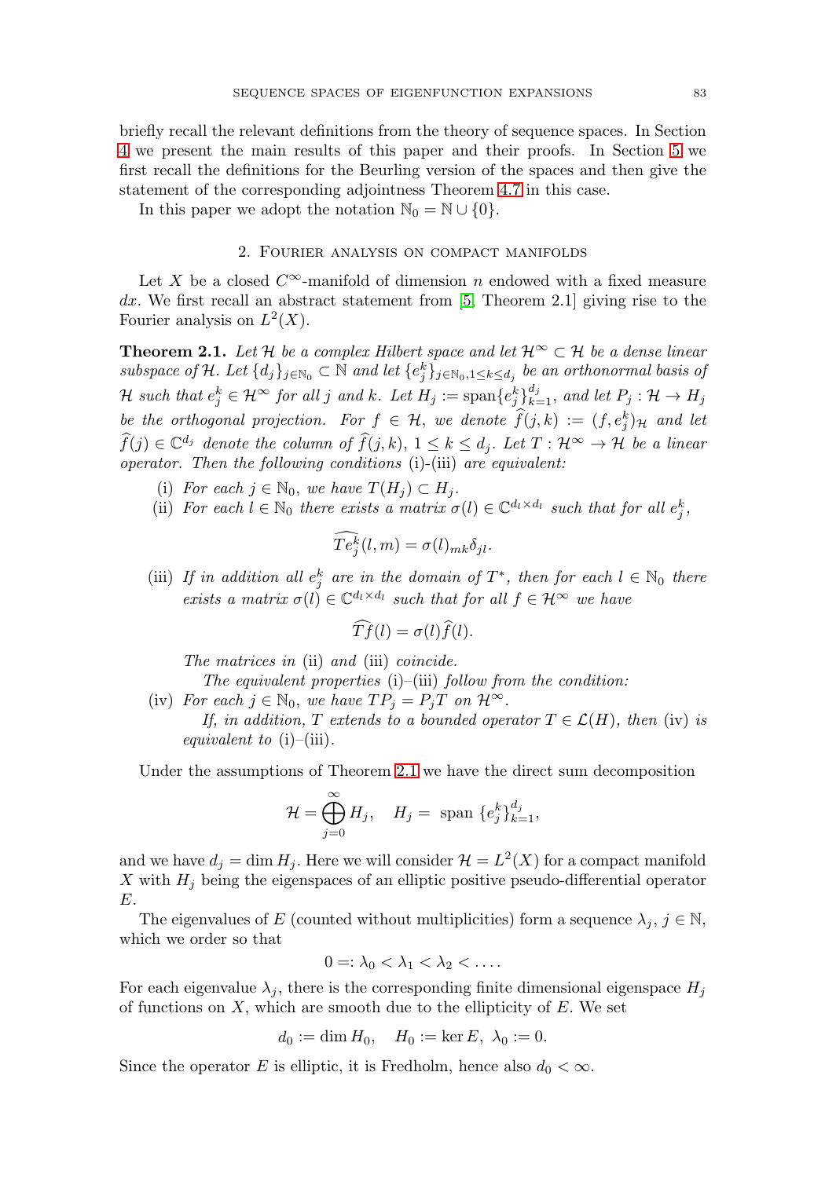briefly recall the relevant definitions from the theory of sequence spaces. In Section 4 we present the main results of this paper and their proofs. In Section 5 we first recall the definitions for the Beurling version of the spaces and then give the statement of the corresponding adjointness Theorem 4.7 in this case.

In this paper we adopt the notation $\mathbb{N}_0 = \mathbb{N} \cup \{0\}$.

## 2. Fourier analysis on compact manifolds

Let $X$ be a closed $C^\infty$-manifold of dimension $n$ endowed with a fixed measure $dx$. We first recall an abstract statement from [5, Theorem 2.1] giving rise to the Fourier analysis on $L^2(X)$.

**Theorem 2.1.** *Let $\mathcal{H}$ be a complex Hilbert space and let $\mathcal{H}^\infty \subset \mathcal{H}$ be a dense linear subspace of $\mathcal{H}$. Let $\{d_j\}_{j\in\mathbb{N}_0} \subset \mathbb{N}$ and let $\{e_j^k\}_{j\in\mathbb{N}_0, 1\le k\le d_j}$ be an orthonormal basis of $\mathcal{H}$ such that $e_j^k \in \mathcal{H}^\infty$ for all $j$ and $k$. Let $H_j := \operatorname{span}\{e_j^k\}_{k=1}^{d_j}$, and let $P_j : \mathcal{H} \to H_j$ be the orthogonal projection. For $f \in \mathcal{H}$, we denote $\widehat{f}(j,k) := (f, e_j^k)_{\mathcal{H}}$ and let $\widehat{f}(j) \in \mathbb{C}^{d_j}$ denote the column of $\widehat{f}(j,k)$, $1 \le k \le d_j$. Let $T : \mathcal{H}^\infty \to \mathcal{H}$ be a linear operator. Then the following conditions* (i)-(iii) *are equivalent:*

- (i) *For each $j \in \mathbb{N}_0$, we have $T(H_j) \subset H_j$.*
- (ii) *For each $l \in \mathbb{N}_0$ there exists a matrix $\sigma(l) \in \mathbb{C}^{d_l \times d_l}$ such that for all $e_j^k$,*

$$\widehat{Te_j^k}(l,m) = \sigma(l)_{mk}\delta_{jl}.$$

- (iii) *If in addition all $e_j^k$ are in the domain of $T^*$, then for each $l \in \mathbb{N}_0$ there exists a matrix $\sigma(l) \in \mathbb{C}^{d_l \times d_l}$ such that for all $f \in \mathcal{H}^\infty$ we have*

$$\widehat{Tf}(l) = \sigma(l)\widehat{f}(l).$$

*The matrices in* (ii) *and* (iii) *coincide.*

*The equivalent properties* (i)–(iii) *follow from the condition:*

- (iv) *For each $j \in \mathbb{N}_0$, we have $TP_j = P_jT$ on $\mathcal{H}^\infty$.*

  *If, in addition, $T$ extends to a bounded operator $T \in \mathcal{L}(H)$, then* (iv) *is equivalent to* (i)–(iii).

Under the assumptions of Theorem 2.1 we have the direct sum decomposition

$$\mathcal{H} = \bigoplus_{j=0}^{\infty} H_j, \quad H_j = \text{ span } \{e_j^k\}_{k=1}^{d_j},$$

and we have $d_j = \dim H_j$. Here we will consider $\mathcal{H} = L^2(X)$ for a compact manifold $X$ with $H_j$ being the eigenspaces of an elliptic positive pseudo-differential operator $E$.

The eigenvalues of $E$ (counted without multiplicities) form a sequence $\lambda_j$, $j \in \mathbb{N}$, which we order so that

$$0 =: \lambda_0 < \lambda_1 < \lambda_2 < \ldots .$$

For each eigenvalue $\lambda_j$, there is the corresponding finite dimensional eigenspace $H_j$ of functions on $X$, which are smooth due to the ellipticity of $E$. We set

$$d_0 := \dim H_0, \quad H_0 := \ker E, \; \lambda_0 := 0.$$

Since the operator $E$ is elliptic, it is Fredholm, hence also $d_0 < \infty$.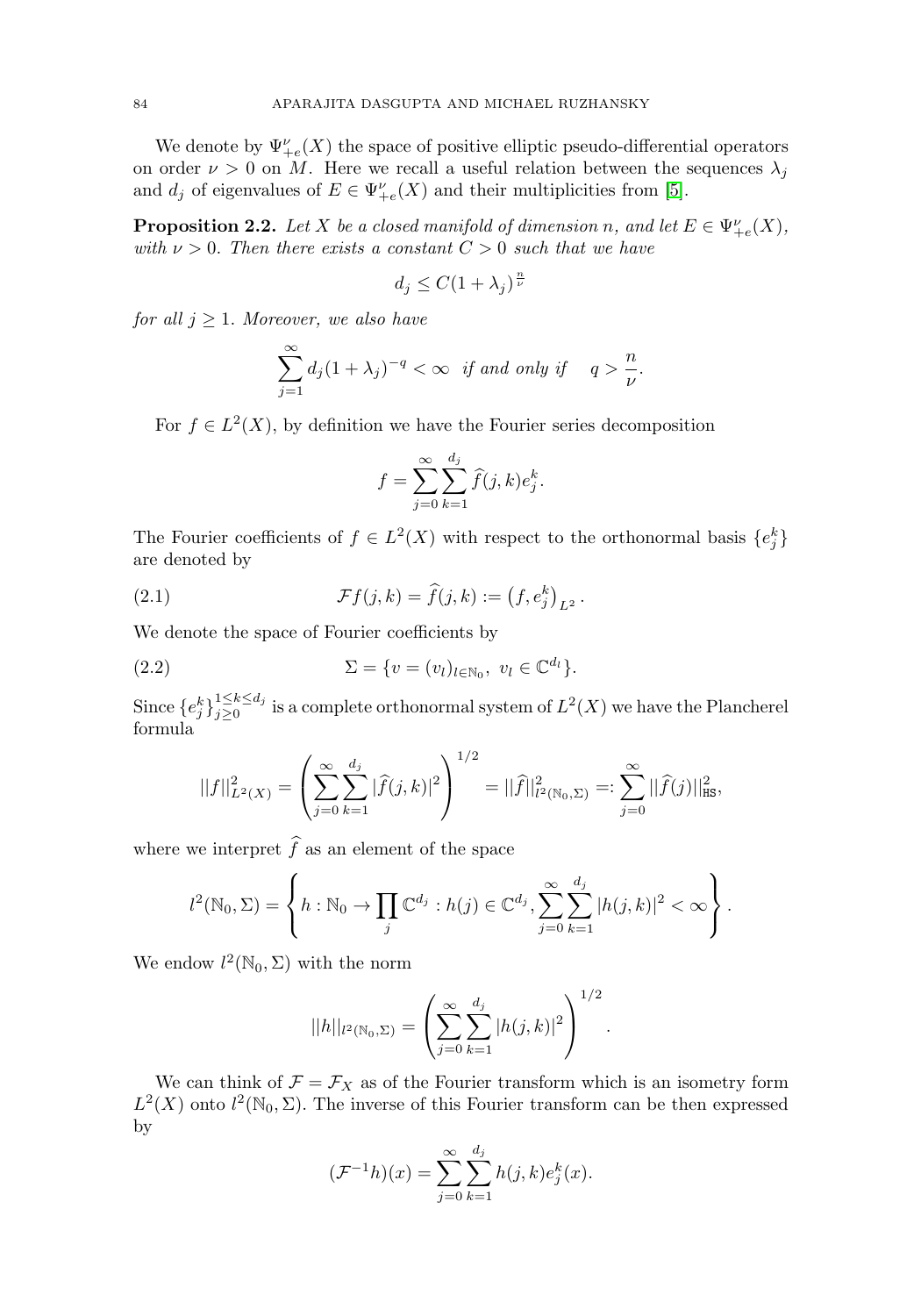We denote by $\Psi^{\nu}_{+e}(X)$ the space of positive elliptic pseudo-differential operators on order $\nu > 0$ on $M$. Here we recall a useful relation between the sequences $\lambda_j$ and $d_j$ of eigenvalues of $E \in \Psi^{\nu}_{+e}(X)$ and their multiplicities from [5].

**Proposition 2.2.** *Let $X$ be a closed manifold of dimension $n$, and let $E \in \Psi^{\nu}_{+e}(X)$, with $\nu > 0$. Then there exists a constant $C > 0$ such that we have*

$$d_j \leq C(1 + \lambda_j)^{\frac{n}{\nu}}$$

*for all $j \geq 1$. Moreover, we also have*

$$\sum_{j=1}^{\infty} d_j (1 + \lambda_j)^{-q} < \infty \quad \textit{if and only if} \quad q > \frac{n}{\nu}.$$

For $f \in L^2(X)$, by definition we have the Fourier series decomposition

$$f = \sum_{j=0}^{\infty} \sum_{k=1}^{d_j} \widehat{f}(j,k) e_j^k.$$

The Fourier coefficients of $f \in L^2(X)$ with respect to the orthonormal basis $\{e_j^k\}$ are denoted by

$$\mathcal{F}f(j,k) = \widehat{f}(j,k) := \left(f, e_j^k\right)_{L^2}. \tag{2.1}$$

We denote the space of Fourier coefficients by

$$\Sigma = \{v = (v_l)_{l \in \mathbb{N}_0},\ v_l \in \mathbb{C}^{d_l}\}. \tag{2.2}$$

Since $\{e_j^k\}_{j \geq 0}^{1 \leq k \leq d_j}$ is a complete orthonormal system of $L^2(X)$ we have the Plancherel formula

$$||f||^2_{L^2(X)} = \left(\sum_{j=0}^{\infty} \sum_{k=1}^{d_j} |\widehat{f}(j,k)|^2\right)^{1/2} = ||\widehat{f}||^2_{l^2(\mathbb{N}_0, \Sigma)} =: \sum_{j=0}^{\infty} ||\widehat{f}(j)||^2_{\mathtt{HS}},$$

where we interpret $\widehat{f}$ as an element of the space

$$l^2(\mathbb{N}_0, \Sigma) = \left\{ h : \mathbb{N}_0 \to \prod_j \mathbb{C}^{d_j} : h(j) \in \mathbb{C}^{d_j}, \sum_{j=0}^{\infty} \sum_{k=1}^{d_j} |h(j,k)|^2 < \infty \right\}.$$

We endow $l^2(\mathbb{N}_0, \Sigma)$ with the norm

$$||h||_{l^2(\mathbb{N}_0, \Sigma)} = \left( \sum_{j=0}^{\infty} \sum_{k=1}^{d_j} |h(j,k)|^2 \right)^{1/2}.$$

We can think of $\mathcal{F} = \mathcal{F}_X$ as of the Fourier transform which is an isometry form $L^2(X)$ onto $l^2(\mathbb{N}_0, \Sigma)$. The inverse of this Fourier transform can be then expressed by

$$(\mathcal{F}^{-1}h)(x) = \sum_{j=0}^{\infty} \sum_{k=1}^{d_j} h(j,k) e_j^k(x).$$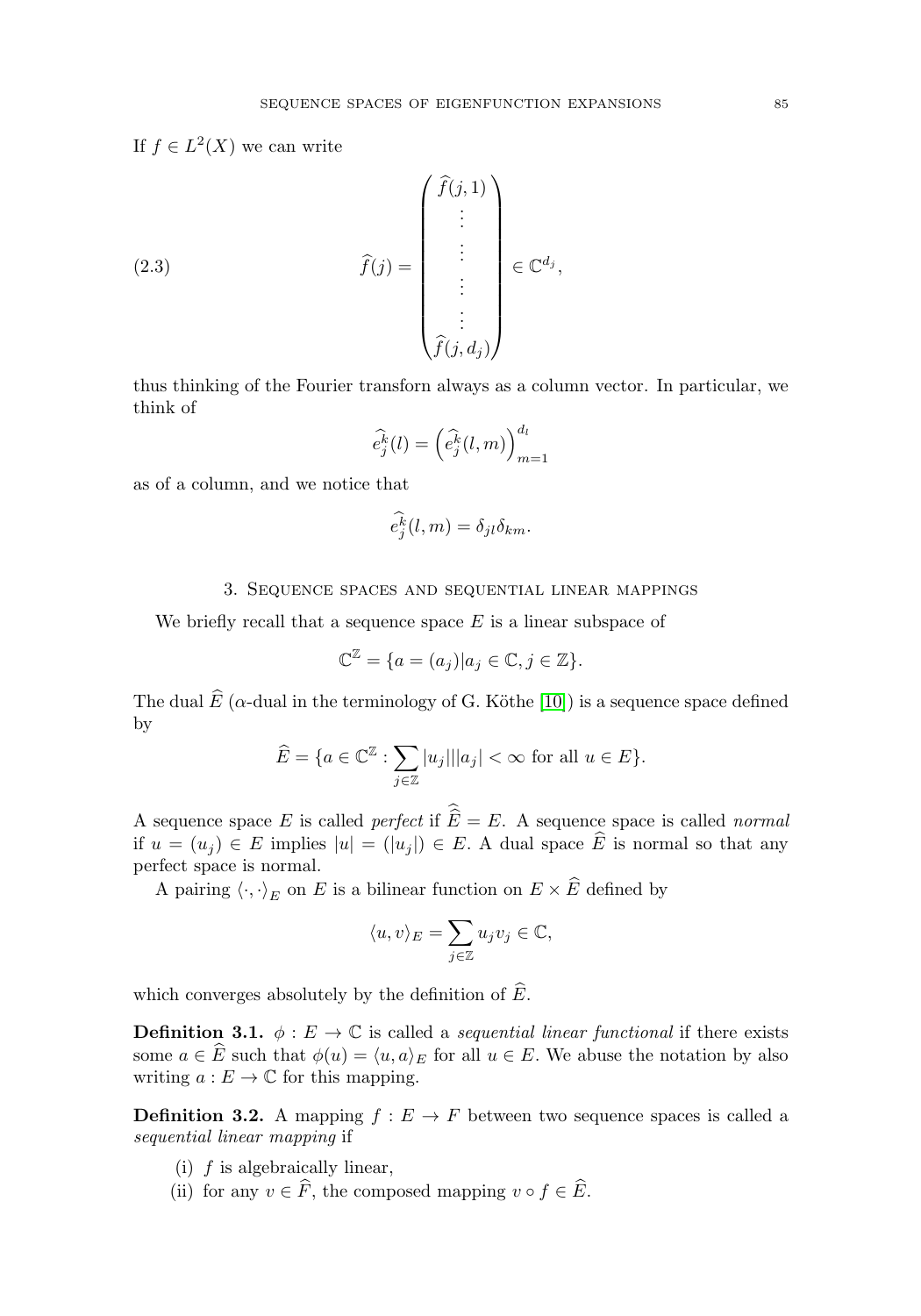If $f \in L^2(X)$ we can write

$$
\widehat{f}(j) = \begin{pmatrix} \widehat{f}(j,1) \\ \vdots \\ \vdots \\ \vdots \\ \vdots \\ \widehat{f}(j,d_j) \end{pmatrix} \in \mathbb{C}^{d_j}, \tag{2.3}
$$

thus thinking of the Fourier transforn always as a column vector. In particular, we think of

$$
\widehat{e_j^k}(l) = \left(\widehat{e_j^k}(l,m)\right)_{m=1}^{d_l}
$$

as of a column, and we notice that

$$
\widehat{e_j^k}(l,m) = \delta_{jl}\delta_{km}.
$$

## 3. Sequence spaces and sequential linear mappings

We briefly recall that a sequence space $E$ is a linear subspace of

$$
\mathbb{C}^{\mathbb{Z}} = \{a = (a_j) | a_j \in \mathbb{C}, j \in \mathbb{Z}\}.
$$

The dual $\widehat{E}$ ($\alpha$-dual in the terminology of G. Köthe [10]) is a sequence space defined by

$$
\widehat{E} = \{a \in \mathbb{C}^{\mathbb{Z}} : \sum_{j\in\mathbb{Z}} |u_j||a_j| < \infty \text{ for all } u \in E\}.
$$

A sequence space $E$ is called *perfect* if $\widehat{\widehat{E}} = E$. A sequence space is called *normal* if $u = (u_j) \in E$ implies $|u| = (|u_j|) \in E$. A dual space $\widehat{E}$ is normal so that any perfect space is normal.

A pairing $\langle \cdot, \cdot \rangle_E$ on $E$ is a bilinear function on $E \times \widehat{E}$ defined by

$$
\langle u, v \rangle_E = \sum_{j\in\mathbb{Z}} u_j v_j \in \mathbb{C},
$$

which converges absolutely by the definition of $\widehat{E}$.

**Definition 3.1.** $\phi : E \to \mathbb{C}$ is called a *sequential linear functional* if there exists some $a \in \widehat{E}$ such that $\phi(u) = \langle u, a \rangle_E$ for all $u \in E$. We abuse the notation by also writing $a : E \to \mathbb{C}$ for this mapping.

**Definition 3.2.** A mapping $f : E \to F$ between two sequence spaces is called a *sequential linear mapping* if

(i) $f$ is algebraically linear,
(ii) for any $v \in \widehat{F}$, the composed mapping $v \circ f \in \widehat{E}$.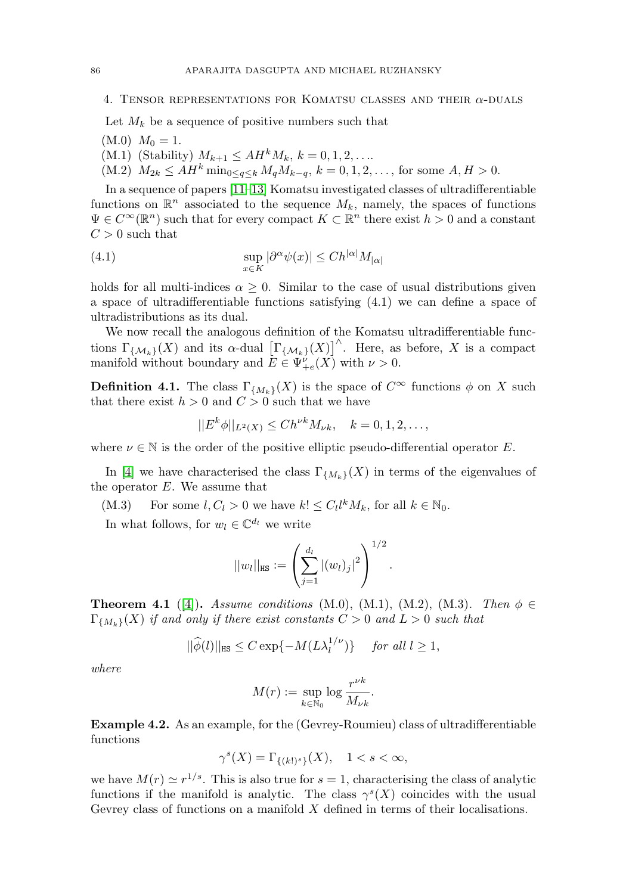## 4. Tensor representations for Komatsu classes and their $\alpha$-duals

Let $M_k$ be a sequence of positive numbers such that

(M.0) $M_0 = 1$.
(M.1) (Stability) $M_{k+1} \leq AH^k M_k$, $k = 0, 1, 2, \ldots$.
(M.2) $M_{2k} \leq AH^k \min_{0 \leq q \leq k} M_q M_{k-q}$, $k = 0, 1, 2, \ldots$, for some $A, H > 0$.

In a sequence of papers [11–13] Komatsu investigated classes of ultradifferentiable functions on $\mathbb{R}^n$ associated to the sequence $M_k$, namely, the spaces of functions $\Psi \in C^\infty(\mathbb{R}^n)$ such that for every compact $K \subset \mathbb{R}^n$ there exist $h > 0$ and a constant $C > 0$ such that

$$\sup_{x \in K} |\partial^\alpha \psi(x)| \leq C h^{|\alpha|} M_{|\alpha|} \tag{4.1}$$

holds for all multi-indices $\alpha \geq 0$. Similar to the case of usual distributions given a space of ultradifferentiable functions satisfying (4.1) we can define a space of ultradistributions as its dual.

We now recall the analogous definition of the Komatsu ultradifferentiable functions $\Gamma_{\{\mathcal{M}_k\}}(X)$ and its $\alpha$-dual $\left[\Gamma_{\{\mathcal{M}_k\}}(X)\right]^\wedge$. Here, as before, $X$ is a compact manifold without boundary and $E \in \Psi^\nu_{+e}(X)$ with $\nu > 0$.

**Definition 4.1.** The class $\Gamma_{\{M_k\}}(X)$ is the space of $C^\infty$ functions $\phi$ on $X$ such that there exist $h > 0$ and $C > 0$ such that we have

$$||E^k \phi||_{L^2(X)} \leq C h^{\nu k} M_{\nu k}, \quad k = 0, 1, 2, \ldots,$$

where $\nu \in \mathbb{N}$ is the order of the positive elliptic pseudo-differential operator $E$.

In [4] we have characterised the class $\Gamma_{\{M_k\}}(X)$ in terms of the eigenvalues of the operator $E$. We assume that

(M.3) For some $l, C_l > 0$ we have $k! \leq C_l l^k M_k$, for all $k \in \mathbb{N}_0$.

In what follows, for $w_l \in \mathbb{C}^{d_l}$ we write

$$||w_l||_{\mathtt{HS}} := \left( \sum_{j=1}^{d_l} |(w_l)_j|^2 \right)^{1/2}.$$

**Theorem 4.1** ([4]). *Assume conditions* (M.0), (M.1), (M.2), (M.3). *Then* $\phi \in \Gamma_{\{M_k\}}(X)$ *if and only if there exist constants* $C > 0$ *and* $L > 0$ *such that*

$$||\widehat{\phi}(l)||_{\mathtt{HS}} \leq C \exp\{-M(L\lambda_l^{1/\nu})\} \quad \text{for all } l \geq 1,$$

*where*

$$M(r) := \sup_{k \in \mathbb{N}_0} \log \frac{r^{\nu k}}{M_{\nu k}}.$$

**Example 4.2.** As an example, for the (Gevrey-Roumieu) class of ultradifferentiable functions

$$\gamma^s(X) = \Gamma_{\{(k!)^s\}}(X), \quad 1 < s < \infty,$$

we have $M(r) \simeq r^{1/s}$. This is also true for $s = 1$, characterising the class of analytic functions if the manifold is analytic. The class $\gamma^s(X)$ coincides with the usual Gevrey class of functions on a manifold $X$ defined in terms of their localisations.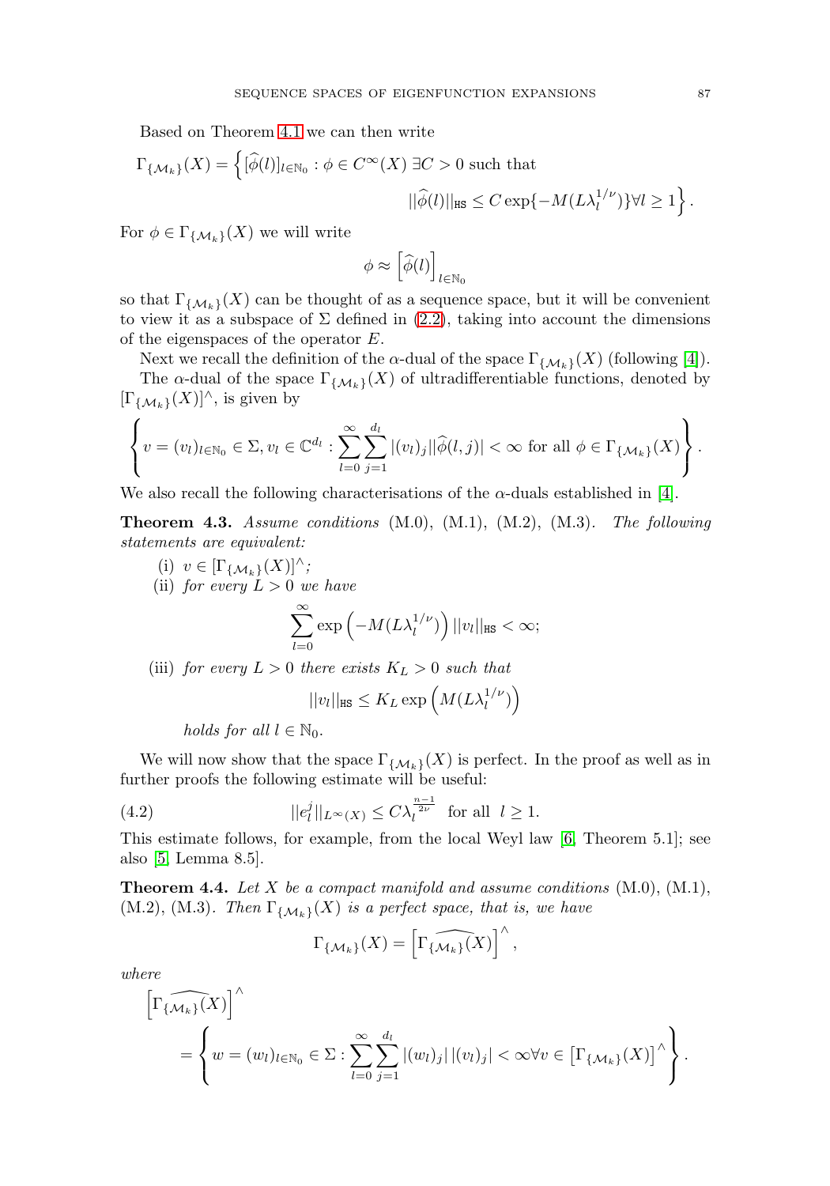Based on Theorem 4.1 we can then write

$$\Gamma_{\{\mathcal{M}_k\}}(X) = \Big\{ [\widehat{\phi}(l)]_{l\in\mathbb{N}_0} : \phi \in C^\infty(X) \ \exists C>0 \text{ such that } \\ ||\widehat{\phi}(l)||_{\mathtt{HS}} \leq C \exp\{-M(L\lambda_l^{1/\nu})\} \forall l \geq 1 \Big\}.$$

For $\phi \in \Gamma_{\{\mathcal{M}_k\}}(X)$ we will write

$$\phi \approx \left[\widehat{\phi}(l)\right]_{l\in\mathbb{N}_0}$$

so that $\Gamma_{\{\mathcal{M}_k\}}(X)$ can be thought of as a sequence space, but it will be convenient to view it as a subspace of $\Sigma$ defined in (2.2), taking into account the dimensions of the eigenspaces of the operator $E$.

Next we recall the definition of the $\alpha$-dual of the space $\Gamma_{\{\mathcal{M}_k\}}(X)$ (following [4]).

The $\alpha$-dual of the space $\Gamma_{\{\mathcal{M}_k\}}(X)$ of ultradifferentiable functions, denoted by $[\Gamma_{\{\mathcal{M}_k\}}(X)]^\wedge$, is given by

$$\left\{ v = (v_l)_{l\in\mathbb{N}_0} \in \Sigma, v_l \in \mathbb{C}^{d_l} : \sum_{l=0}^{\infty}\sum_{j=1}^{d_l} |(v_l)_j||\widehat{\phi}(l,j)| < \infty \text{ for all } \phi \in \Gamma_{\{\mathcal{M}_k\}}(X) \right\}.$$

We also recall the following characterisations of the $\alpha$-duals established in [4].

**Theorem 4.3.** *Assume conditions* (M.0), (M.1), (M.2), (M.3). *The following statements are equivalent:*

(i) $v \in [\Gamma_{\{\mathcal{M}_k\}}(X)]^\wedge$;

(ii) *for every* $L>0$ *we have*

$$\sum_{l=0}^{\infty} \exp\left(-M(L\lambda_l^{1/\nu})\right) ||v_l||_{\mathtt{HS}} < \infty;$$

(iii) *for every* $L>0$ *there exists* $K_L>0$ *such that*

$$||v_l||_{\mathtt{HS}} \leq K_L \exp\left(M(L\lambda_l^{1/\nu})\right)$$

*holds for all* $l \in \mathbb{N}_0$.

We will now show that the space $\Gamma_{\{\mathcal{M}_k\}}(X)$ is perfect. In the proof as well as in further proofs the following estimate will be useful:

$$||e_l^j||_{L^\infty(X)} \leq C\lambda_l^{\frac{n-1}{2\nu}} \quad \text{for all } \ l \geq 1. \tag{4.2}$$

This estimate follows, for example, from the local Weyl law [6, Theorem 5.1]; see also [5, Lemma 8.5].

**Theorem 4.4.** *Let* $X$ *be a compact manifold and assume conditions* (M.0), (M.1), (M.2), (M.3). *Then* $\Gamma_{\{\mathcal{M}_k\}}(X)$ *is a perfect space, that is, we have*

$$\Gamma_{\{\mathcal{M}_k\}}(X) = \left[\widehat{\Gamma_{\{\mathcal{M}_k\}}(X)}\right]^\wedge,$$

*where*

$$\left[\widehat{\Gamma_{\{\mathcal{M}_k\}}(X)}\right]^\wedge = \left\{ w = (w_l)_{l\in\mathbb{N}_0} \in \Sigma : \sum_{l=0}^{\infty}\sum_{j=1}^{d_l} |(w_l)_j|\,|(v_l)_j| < \infty \forall v \in \left[\Gamma_{\{\mathcal{M}_k\}}(X)\right]^\wedge \right\}.$$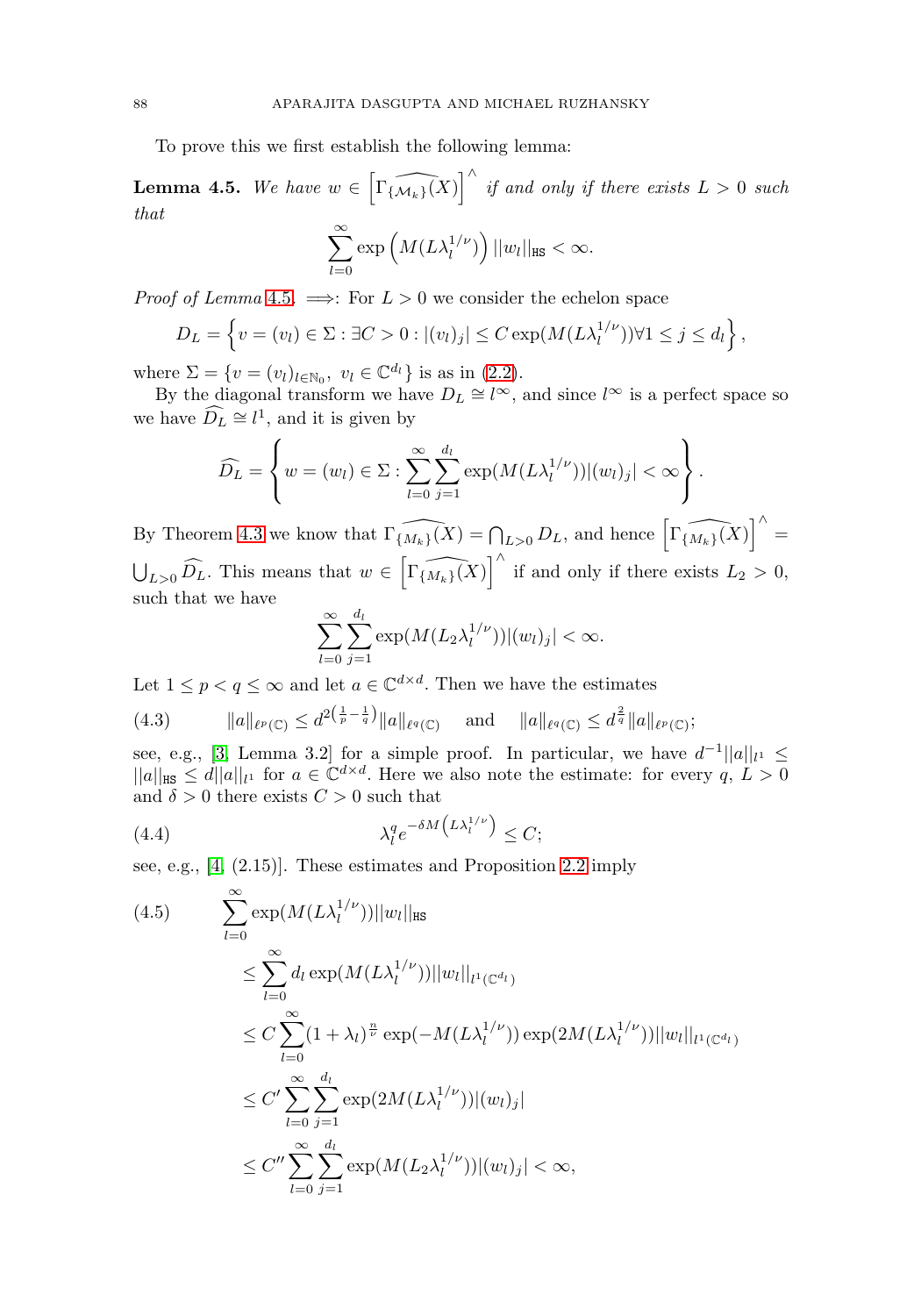To prove this we first establish the following lemma:

**Lemma 4.5.** *We have $w \in \left[\widehat{\Gamma_{\{\mathcal{M}_k\}}(X)}\right]^\wedge$ if and only if there exists $L > 0$ such that*

$$\sum_{l=0}^{\infty} \exp\left(M(L\lambda_l^{1/\nu})\right) ||w_l||_{\mathtt{HS}} < \infty.$$

*Proof of Lemma 4.5.* $\Longrightarrow$: For $L > 0$ we consider the echelon space

$$D_L = \left\{ v = (v_l) \in \Sigma : \exists C > 0 : |(v_l)_j| \le C \exp(M(L\lambda_l^{1/\nu})) \forall 1 \le j \le d_l \right\},$$

where $\Sigma = \{v = (v_l)_{l \in \mathbb{N}_0},\ v_l \in \mathbb{C}^{d_l}\}$ is as in (2.2).

By the diagonal transform we have $D_L \cong l^\infty$, and since $l^\infty$ is a perfect space so we have $\widehat{D_L} \cong l^1$, and it is given by

$$\widehat{D_L} = \left\{ w = (w_l) \in \Sigma : \sum_{l=0}^{\infty} \sum_{j=1}^{d_l} \exp(M(L\lambda_l^{1/\nu}))|(w_l)_j| < \infty \right\}.$$

By Theorem 4.3 we know that $\widehat{\Gamma_{\{M_k\}}(X)} = \bigcap_{L>0} D_L$, and hence $\left[\widehat{\Gamma_{\{M_k\}}(X)}\right]^\wedge = \bigcup_{L>0} \widehat{D_L}$. This means that $w \in \left[\widehat{\Gamma_{\{M_k\}}(X)}\right]^\wedge$ if and only if there exists $L_2 > 0$, such that we have

$$\sum_{l=0}^{\infty} \sum_{j=1}^{d_l} \exp(M(L_2\lambda_l^{1/\nu}))|(w_l)_j| < \infty.$$

Let $1 \le p < q \le \infty$ and let $a \in \mathbb{C}^{d\times d}$. Then we have the estimates

$$\|a\|_{\ell^p(\mathbb{C})} \le d^{2\left(\frac{1}{p}-\frac{1}{q}\right)} \|a\|_{\ell^q(\mathbb{C})} \quad \text{and} \quad \|a\|_{\ell^q(\mathbb{C})} \le d^{\frac{2}{q}} \|a\|_{\ell^p(\mathbb{C})}; \tag{4.3}$$

see, e.g., [3, Lemma 3.2] for a simple proof. In particular, we have $d^{-1}||a||_{l^1} \le ||a||_{\mathtt{HS}} \le d||a||_{l^1}$ for $a \in \mathbb{C}^{d\times d}$. Here we also note the estimate: for every $q$, $L > 0$ and $\delta > 0$ there exists $C > 0$ such that

$$\lambda_l^q e^{-\delta M\left(L\lambda_l^{1/\nu}\right)} \le C; \tag{4.4}$$

see, e.g., [4, (2.15)]. These estimates and Proposition 2.2 imply

$$\begin{aligned}
\sum_{l=0}^{\infty} & \exp(M(L\lambda_l^{1/\nu}))||w_l||_{\mathtt{HS}} \\
&\le \sum_{l=0}^{\infty} d_l \exp(M(L\lambda_l^{1/\nu}))||w_l||_{l^1(\mathbb{C}^{d_l})} \\
&\le C \sum_{l=0}^{\infty} (1+\lambda_l)^{\frac{n}{\nu}} \exp(-M(L\lambda_l^{1/\nu})) \exp(2M(L\lambda_l^{1/\nu}))||w_l||_{l^1(\mathbb{C}^{d_l})} \\
&\le C' \sum_{l=0}^{\infty} \sum_{j=1}^{d_l} \exp(2M(L\lambda_l^{1/\nu}))|(w_l)_j| \\
&\le C'' \sum_{l=0}^{\infty} \sum_{j=1}^{d_l} \exp(M(L_2\lambda_l^{1/\nu}))|(w_l)_j| < \infty,
\end{aligned} \tag{4.5}$$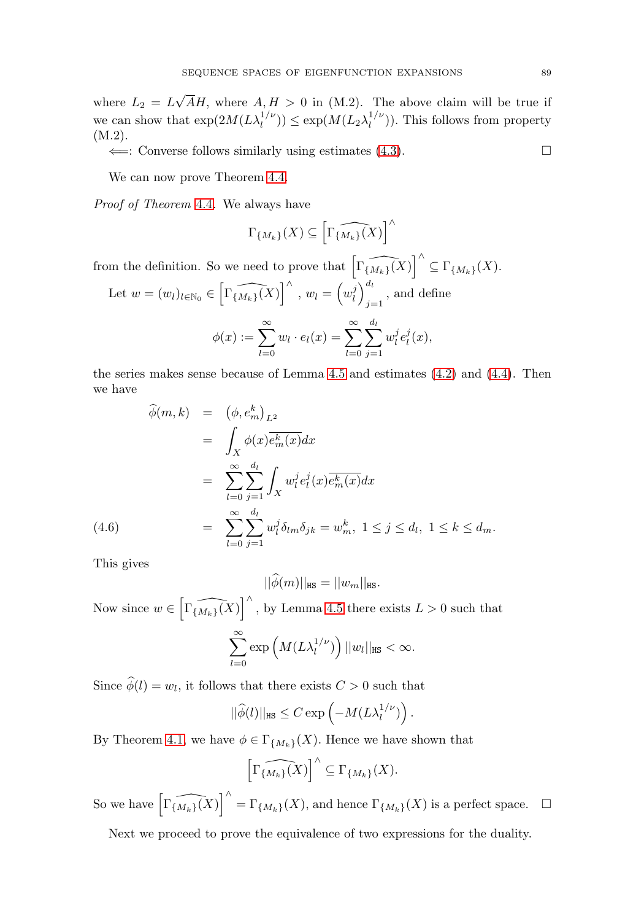where $L_2 = L\sqrt{A}H$, where $A, H > 0$ in (M.2). The above claim will be true if we can show that $\exp(2M(L\lambda_l^{1/\nu})) \leq \exp(M(L_2\lambda_l^{1/\nu}))$. This follows from property (M.2).

$\Longleftarrow$: Converse follows similarly using estimates (4.3). $\square$

We can now prove Theorem 4.4.

*Proof of Theorem 4.4.* We always have

$$\Gamma_{\{M_k\}}(X) \subseteq \left[\widehat{\Gamma_{\{M_k\}}(X)}\right]^{\wedge}$$

from the definition. So we need to prove that $\left[\widehat{\Gamma_{\{M_k\}}(X)}\right]^{\wedge} \subseteq \Gamma_{\{M_k\}}(X)$.

Let $w = (w_l)_{l\in\mathbb{N}_0} \in \left[\widehat{\Gamma_{\{M_k\}}(X)}\right]^{\wedge}$, $w_l = \left(w_l^j\right)_{j=1}^{d_l}$, and define

$$\phi(x) := \sum_{l=0}^{\infty} w_l \cdot e_l(x) = \sum_{l=0}^{\infty}\sum_{j=1}^{d_l} w_l^j e_l^j(x),$$

the series makes sense because of Lemma 4.5 and estimates (4.2) and (4.4). Then we have

$$\begin{aligned}
\widehat{\phi}(m,k) &= \left(\phi, e_m^k\right)_{L^2} \\
&= \int_X \phi(x)\overline{e_m^k(x)}dx \\
&= \sum_{l=0}^{\infty}\sum_{j=1}^{d_l}\int_X w_l^j e_l^j(x)\overline{e_m^k(x)}dx \\
&= \sum_{l=0}^{\infty}\sum_{j=1}^{d_l} w_l^j \delta_{lm}\delta_{jk} = w_m^k,\ 1 \leq j \leq d_l,\ 1 \leq k \leq d_m. \qquad (4.6)
\end{aligned}$$

This gives

$$||\widehat{\phi}(m)||_{\mathtt{HS}} = ||w_m||_{\mathtt{HS}}.$$

Now since $w \in \left[\widehat{\Gamma_{\{M_k\}}(X)}\right]^{\wedge}$, by Lemma 4.5 there exists $L > 0$ such that

$$\sum_{l=0}^{\infty} \exp\left(M(L\lambda_l^{1/\nu})\right) ||w_l||_{\mathtt{HS}} < \infty.$$

Since $\widehat{\phi}(l) = w_l$, it follows that there exists $C > 0$ such that

$$||\widehat{\phi}(l)||_{\mathtt{HS}} \leq C\exp\left(-M(L\lambda_l^{1/\nu})\right).$$

By Theorem 4.1, we have $\phi \in \Gamma_{\{M_k\}}(X)$. Hence we have shown that

$$\left[\widehat{\Gamma_{\{M_k\}}(X)}\right]^{\wedge} \subseteq \Gamma_{\{M_k\}}(X).$$

So we have $\left[\widehat{\Gamma_{\{M_k\}}(X)}\right]^{\wedge} = \Gamma_{\{M_k\}}(X)$, and hence $\Gamma_{\{M_k\}}(X)$ is a perfect space. $\square$

Next we proceed to prove the equivalence of two expressions for the duality.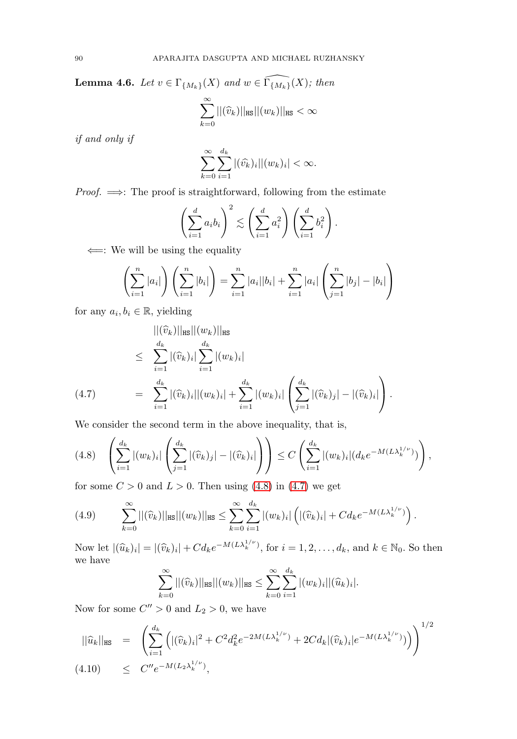**Lemma 4.6.** *Let $v \in \Gamma_{\{M_k\}}(X)$ and $w \in \widehat{\Gamma_{\{M_k\}}}(X)$; then*

$$\sum_{k=0}^{\infty} ||(\widehat{v}_k)||_{\mathtt{HS}} ||(w_k)||_{\mathtt{HS}} < \infty$$

*if and only if*

$$\sum_{k=0}^{\infty} \sum_{i=1}^{d_k} |(\widehat{v}_k)_i||(w_k)_i| < \infty.$$

*Proof.* $\Longrightarrow$: The proof is straightforward, following from the estimate

$$\left(\sum_{i=1}^{d} a_i b_i\right)^2 \lesssim \left(\sum_{i=1}^{d} a_i^2\right)\left(\sum_{i=1}^{d} b_i^2\right).$$

$\Longleftarrow$: We will be using the equality

$$\left(\sum_{i=1}^{n} |a_i|\right)\left(\sum_{i=1}^{n} |b_i|\right) = \sum_{i=1}^{n} |a_i||b_i| + \sum_{i=1}^{n} |a_i| \left(\sum_{j=1}^{n} |b_j| - |b_i|\right)$$

for any $a_i, b_i \in \mathbb{R}$, yielding

$$\begin{aligned}
&||(\widehat{v}_k)||_{\mathtt{HS}} ||(w_k)||_{\mathtt{HS}} \\
\leq\ & \sum_{i=1}^{d_k} |(\widehat{v}_k)_i| \sum_{i=1}^{d_k} |(w_k)_i| \\
=\ & \sum_{i=1}^{d_k} |(\widehat{v}_k)_i||(w_k)_i| + \sum_{i=1}^{d_k} |(w_k)_i| \left(\sum_{j=1}^{d_k} |(\widehat{v}_k)_j| - |(\widehat{v}_k)_i|\right). \qquad (4.7)
\end{aligned}$$

We consider the second term in the above inequality, that is,

$$\left(\sum_{i=1}^{d_k} |(w_k)_i| \left(\sum_{j=1}^{d_k} |(\widehat{v}_k)_j| - |(\widehat{v}_k)_i|\right)\right) \leq C \left(\sum_{i=1}^{d_k} |(w_k)_i| (d_k e^{-M(L\lambda_k^{1/\nu})})\right), \qquad (4.8)$$

for some $C > 0$ and $L > 0$. Then using (4.8) in (4.7) we get

$$\sum_{k=0}^{\infty} ||(\widehat{v}_k)||_{\mathtt{HS}} ||(w_k)||_{\mathtt{HS}} \leq \sum_{k=0}^{\infty} \sum_{i=1}^{d_k} |(w_k)_i| \left(|(\widehat{v}_k)_i| + C d_k e^{-M(L\lambda_k^{1/\nu})}\right). \qquad (4.9)$$

Now let $|(\widehat{u}_k)_i| = |(\widehat{v}_k)_i| + C d_k e^{-M(L\lambda_k^{1/\nu})}$, for $i = 1, 2, \ldots, d_k$, and $k \in \mathbb{N}_0$. So then we have

$$\sum_{k=0}^{\infty} ||(\widehat{v}_k)||_{\mathtt{HS}} ||(w_k)||_{\mathtt{HS}} \leq \sum_{k=0}^{\infty} \sum_{i=1}^{d_k} |(w_k)_i||(\widehat{u}_k)_i|.$$

Now for some $C'' > 0$ and $L_2 > 0$, we have

$$\begin{aligned}
||\widehat{u}_k||_{\mathtt{HS}} &= \left(\sum_{i=1}^{d_k} \left(|(\widehat{v}_k)_i|^2 + C^2 d_k^2 e^{-2M(L\lambda_k^{1/\nu})} + 2C d_k |(\widehat{v}_k)_i| e^{-M(L\lambda_k^{1/\nu})}\right)\right)^{1/2} \\
&\leq C'' e^{-M(L_2 \lambda_k^{1/\nu})}, \qquad (4.10)
\end{aligned}$$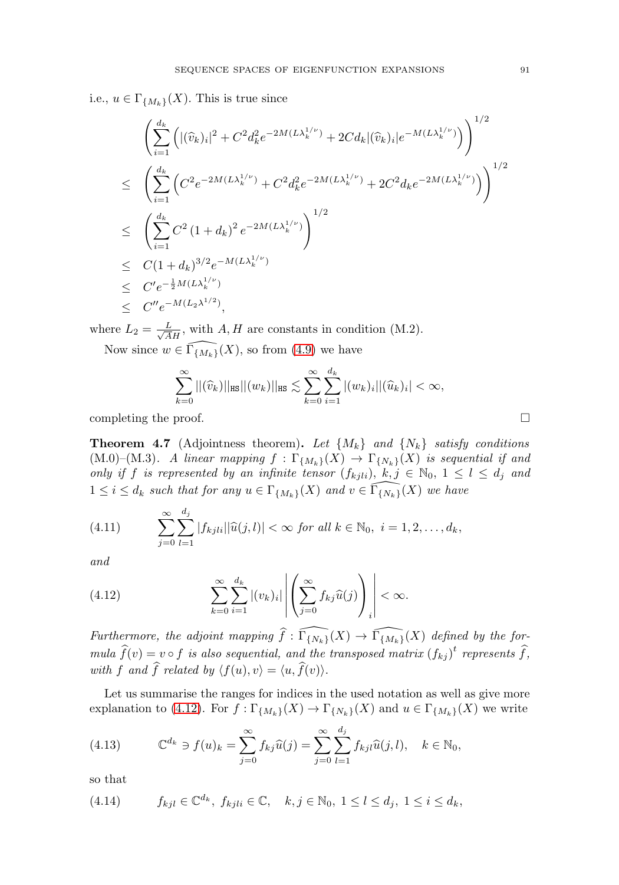i.e., $u \in \Gamma_{\{M_k\}}(X)$. This is true since

$$
\begin{aligned}
& \left( \sum_{i=1}^{d_k} \left( |(\widehat{v}_k)_i|^2 + C^2 d_k^2 e^{-2M(L\lambda_k^{1/\nu})} + 2C d_k |(\widehat{v}_k)_i| e^{-M(L\lambda_k^{1/\nu})} \right) \right)^{1/2} \\
\leq \;& \left( \sum_{i=1}^{d_k} \left( C^2 e^{-2M(L\lambda_k^{1/\nu})} + C^2 d_k^2 e^{-2M(L\lambda_k^{1/\nu})} + 2C^2 d_k e^{-2M(L\lambda_k^{1/\nu})} \right) \right)^{1/2} \\
\leq \;& \left( \sum_{i=1}^{d_k} C^2 \left(1 + d_k\right)^2 e^{-2M(L\lambda_k^{1/\nu})} \right)^{1/2} \\
\leq \;& C(1+d_k)^{3/2} e^{-M(L\lambda_k^{1/\nu})} \\
\leq \;& C' e^{-\frac{1}{2}M(L\lambda_k^{1/\nu})} \\
\leq \;& C'' e^{-M(L_2 \lambda^{1/2})},
\end{aligned}
$$

where $L_2 = \frac{L}{\sqrt{A}H}$, with $A, H$ are constants in condition (M.2).

Now since $w \in \widehat{\Gamma_{\{M_k\}}}(X)$, so from (4.9) we have

$$
\sum_{k=0}^{\infty} ||(\widehat{v}_k)||_{\mathtt{HS}} ||(w_k)||_{\mathtt{HS}} \lesssim \sum_{k=0}^{\infty} \sum_{i=1}^{d_k} |(w_k)_i||(\widehat{u}_k)_i| < \infty,
$$

completing the proof. □

**Theorem 4.7** (Adjointness theorem)**.** *Let $\{M_k\}$ and $\{N_k\}$ satisfy conditions (M.0)–(M.3). A linear mapping $f : \Gamma_{\{M_k\}}(X) \to \Gamma_{\{N_k\}}(X)$ is sequential if and only if $f$ is represented by an infinite tensor $(f_{kjli})$, $k, j \in \mathbb{N}_0$, $1 \leq l \leq d_j$ and $1 \leq i \leq d_k$ such that for any $u \in \Gamma_{\{M_k\}}(X)$ and $v \in \widehat{\Gamma_{\{N_k\}}}(X)$ we have*

$$
\sum_{j=0}^{\infty} \sum_{l=1}^{d_j} |f_{kjli}| |\widehat{u}(j,l)| < \infty \text{ for all } k \in \mathbb{N}_0, \; i = 1, 2, \ldots, d_k, \tag{4.11}
$$

*and*

$$
\sum_{k=0}^{\infty} \sum_{i=1}^{d_k} |(v_k)_i| \left| \left( \sum_{j=0}^{\infty} f_{kj} \widehat{u}(j) \right)_i \right| < \infty. \tag{4.12}
$$

*Furthermore, the adjoint mapping $\widehat{f} : \widehat{\Gamma_{\{N_k\}}}(X) \to \widehat{\Gamma_{\{M_k\}}}(X)$ defined by the formula $\widehat{f}(v) = v \circ f$ is also sequential, and the transposed matrix $(f_{kj})^t$ represents $\widehat{f}$, with $f$ and $\widehat{f}$ related by $\langle f(u), v \rangle = \langle u, \widehat{f}(v) \rangle$.*

Let us summarise the ranges for indices in the used notation as well as give more explanation to (4.12). For $f : \Gamma_{\{M_k\}}(X) \to \Gamma_{\{N_k\}}(X)$ and $u \in \Gamma_{\{M_k\}}(X)$ we write

$$
\mathbb{C}^{d_k} \ni f(u)_k = \sum_{j=0}^{\infty} f_{kj} \widehat{u}(j) = \sum_{j=0}^{\infty} \sum_{l=1}^{d_j} f_{kjl} \widehat{u}(j,l), \quad k \in \mathbb{N}_0, \tag{4.13}
$$

so that

$$
f_{kjl} \in \mathbb{C}^{d_k}, \; f_{kjli} \in \mathbb{C}, \quad k, j \in \mathbb{N}_0, \; 1 \leq l \leq d_j, \; 1 \leq i \leq d_k, \tag{4.14}
$$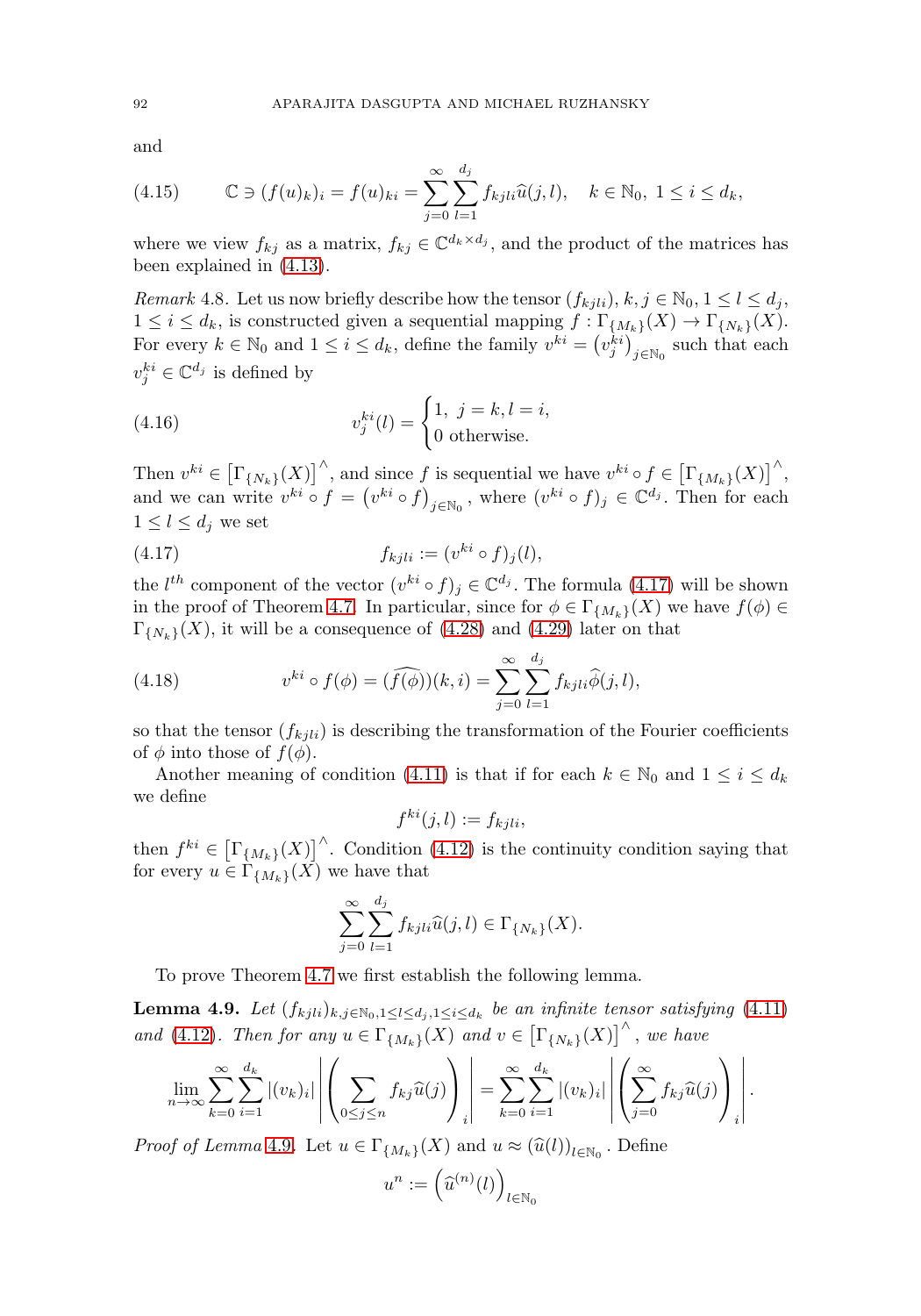and

$$\mathbb{C} \ni (f(u)_k)_i = f(u)_{ki} = \sum_{j=0}^{\infty} \sum_{l=1}^{d_j} f_{kjli} \widehat{u}(j,l), \quad k \in \mathbb{N}_0,\ 1 \le i \le d_k, \tag{4.15}$$

where we view $f_{kj}$ as a matrix, $f_{kj} \in \mathbb{C}^{d_k \times d_j}$, and the product of the matrices has been explained in (4.13).

*Remark* 4.8. Let us now briefly describe how the tensor $(f_{kjli})$, $k, j \in \mathbb{N}_0$, $1 \le l \le d_j$, $1 \le i \le d_k$, is constructed given a sequential mapping $f : \Gamma_{\{M_k\}}(X) \to \Gamma_{\{N_k\}}(X)$. For every $k \in \mathbb{N}_0$ and $1 \le i \le d_k$, define the family $v^{ki} = \left(v_j^{ki}\right)_{j \in \mathbb{N}_0}$ such that each $v_j^{ki} \in \mathbb{C}^{d_j}$ is defined by

$$v_j^{ki}(l) = \begin{cases} 1, & j = k, l = i, \\ 0 & \text{otherwise.} \end{cases} \tag{4.16}$$

Then $v^{ki} \in \left[\Gamma_{\{N_k\}}(X)\right]^\wedge$, and since $f$ is sequential we have $v^{ki} \circ f \in \left[\Gamma_{\{M_k\}}(X)\right]^\wedge$, and we can write $v^{ki} \circ f = \left(v^{ki} \circ f\right)_{j \in \mathbb{N}_0}$, where $(v^{ki} \circ f)_j \in \mathbb{C}^{d_j}$. Then for each $1 \le l \le d_j$ we set

$$f_{kjli} := (v^{ki} \circ f)_j(l), \tag{4.17}$$

the $l^{th}$ component of the vector $(v^{ki} \circ f)_j \in \mathbb{C}^{d_j}$. The formula (4.17) will be shown in the proof of Theorem 4.7. In particular, since for $\phi \in \Gamma_{\{M_k\}}(X)$ we have $f(\phi) \in \Gamma_{\{N_k\}}(X)$, it will be a consequence of (4.28) and (4.29) later on that

$$v^{ki} \circ f(\phi) = (\widehat{f(\phi)})(k,i) = \sum_{j=0}^{\infty} \sum_{l=1}^{d_j} f_{kjli} \widehat{\phi}(j,l), \tag{4.18}$$

so that the tensor $(f_{kjli})$ is describing the transformation of the Fourier coefficients of $\phi$ into those of $f(\phi)$.

Another meaning of condition (4.11) is that if for each $k \in \mathbb{N}_0$ and $1 \le i \le d_k$ we define

$$f^{ki}(j,l) := f_{kjli},$$

then $f^{ki} \in \left[\Gamma_{\{M_k\}}(X)\right]^\wedge$. Condition (4.12) is the continuity condition saying that for every $u \in \Gamma_{\{M_k\}}(X)$ we have that

$$\sum_{j=0}^{\infty} \sum_{l=1}^{d_j} f_{kjli} \widehat{u}(j,l) \in \Gamma_{\{N_k\}}(X).$$

To prove Theorem 4.7 we first establish the following lemma.

**Lemma 4.9.** *Let $(f_{kjli})_{k,j \in \mathbb{N}_0, 1 \le l \le d_j, 1 \le i \le d_k}$ be an infinite tensor satisfying (4.11) and (4.12). Then for any $u \in \Gamma_{\{M_k\}}(X)$ and $v \in \left[\Gamma_{\{N_k\}}(X)\right]^\wedge$, we have*

$$\lim_{n \to \infty} \sum_{k=0}^{\infty} \sum_{i=1}^{d_k} |(v_k)_i| \left| \left( \sum_{0 \le j \le n} f_{kj} \widehat{u}(j) \right)_i \right| = \sum_{k=0}^{\infty} \sum_{i=1}^{d_k} |(v_k)_i| \left| \left( \sum_{j=0}^{\infty} f_{kj} \widehat{u}(j) \right)_i \right|.$$

*Proof of Lemma 4.9.* Let $u \in \Gamma_{\{M_k\}}(X)$ and $u \approx (\widehat{u}(l))_{l \in \mathbb{N}_0}$. Define

$$u^n := \left(\widehat{u}^{(n)}(l)\right)_{l \in \mathbb{N}_0}$$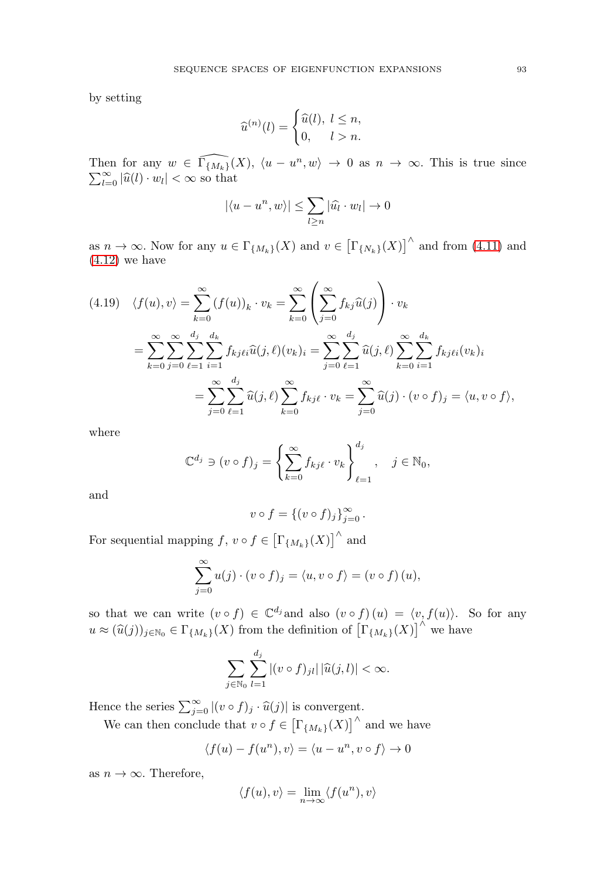by setting

$$\widehat{u}^{(n)}(l) = \begin{cases} \widehat{u}(l), & l \leq n, \\ 0, & l > n. \end{cases}$$

Then for any $w \in \widehat{\Gamma_{\{M_k\}}}(X)$, $\langle u - u^n, w\rangle \to 0$ as $n \to \infty$. This is true since $\sum_{l=0}^{\infty} |\widehat{u}(l) \cdot w_l| < \infty$ so that

$$|\langle u - u^n, w\rangle| \leq \sum_{l \geq n} |\widehat{u}_l \cdot w_l| \to 0$$

as $n \to \infty$. Now for any $u \in \Gamma_{\{M_k\}}(X)$ and $v \in \left[\Gamma_{\{N_k\}}(X)\right]^\wedge$ and from (4.11) and (4.12) we have

$$\begin{aligned}
(4.19) \quad \langle f(u), v\rangle &= \sum_{k=0}^{\infty} (f(u))_k \cdot v_k = \sum_{k=0}^{\infty} \left( \sum_{j=0}^{\infty} f_{kj} \widehat{u}(j) \right) \cdot v_k \\
&= \sum_{k=0}^{\infty} \sum_{j=0}^{\infty} \sum_{\ell=1}^{d_j} \sum_{i=1}^{d_k} f_{kj\ell i} \widehat{u}(j, \ell)(v_k)_i = \sum_{j=0}^{\infty} \sum_{\ell=1}^{d_j} \widehat{u}(j, \ell) \sum_{k=0}^{\infty} \sum_{i=1}^{d_k} f_{kj\ell i} (v_k)_i \\
&= \sum_{j=0}^{\infty} \sum_{\ell=1}^{d_j} \widehat{u}(j, \ell) \sum_{k=0}^{\infty} f_{kj\ell} \cdot v_k = \sum_{j=0}^{\infty} \widehat{u}(j) \cdot (v \circ f)_j = \langle u, v \circ f\rangle,
\end{aligned}$$

where

$$\mathbb{C}^{d_j} \ni (v \circ f)_j = \left\{ \sum_{k=0}^{\infty} f_{kj\ell} \cdot v_k \right\}_{\ell=1}^{d_j}, \quad j \in \mathbb{N}_0,$$

and

$$v \circ f = \{(v \circ f)_j\}_{j=0}^{\infty}.$$

For sequential mapping $f$, $v \circ f \in \left[\Gamma_{\{M_k\}}(X)\right]^\wedge$ and

$$\sum_{j=0}^{\infty} u(j) \cdot (v \circ f)_j = \langle u, v \circ f\rangle = (v \circ f)(u),$$

so that we can write $(v \circ f) \in \mathbb{C}^{d_j}$ and also $(v \circ f)(u) = \langle v, f(u)\rangle$. So for any $u \approx (\widehat{u}(j))_{j \in \mathbb{N}_0} \in \Gamma_{\{M_k\}}(X)$ from the definition of $\left[\Gamma_{\{M_k\}}(X)\right]^\wedge$ we have

$$\sum_{j \in \mathbb{N}_0} \sum_{l=1}^{d_j} |(v \circ f)_{jl}| \, |\widehat{u}(j, l)| < \infty.$$

Hence the series $\sum_{j=0}^{\infty} |(v \circ f)_j \cdot \widehat{u}(j)|$ is convergent.

We can then conclude that $v \circ f \in \left[\Gamma_{\{M_k\}}(X)\right]^\wedge$ and we have

$$\langle f(u) - f(u^n), v\rangle = \langle u - u^n, v \circ f\rangle \to 0$$

as $n \to \infty$. Therefore,

$$\langle f(u), v\rangle = \lim_{n \to \infty} \langle f(u^n), v\rangle$$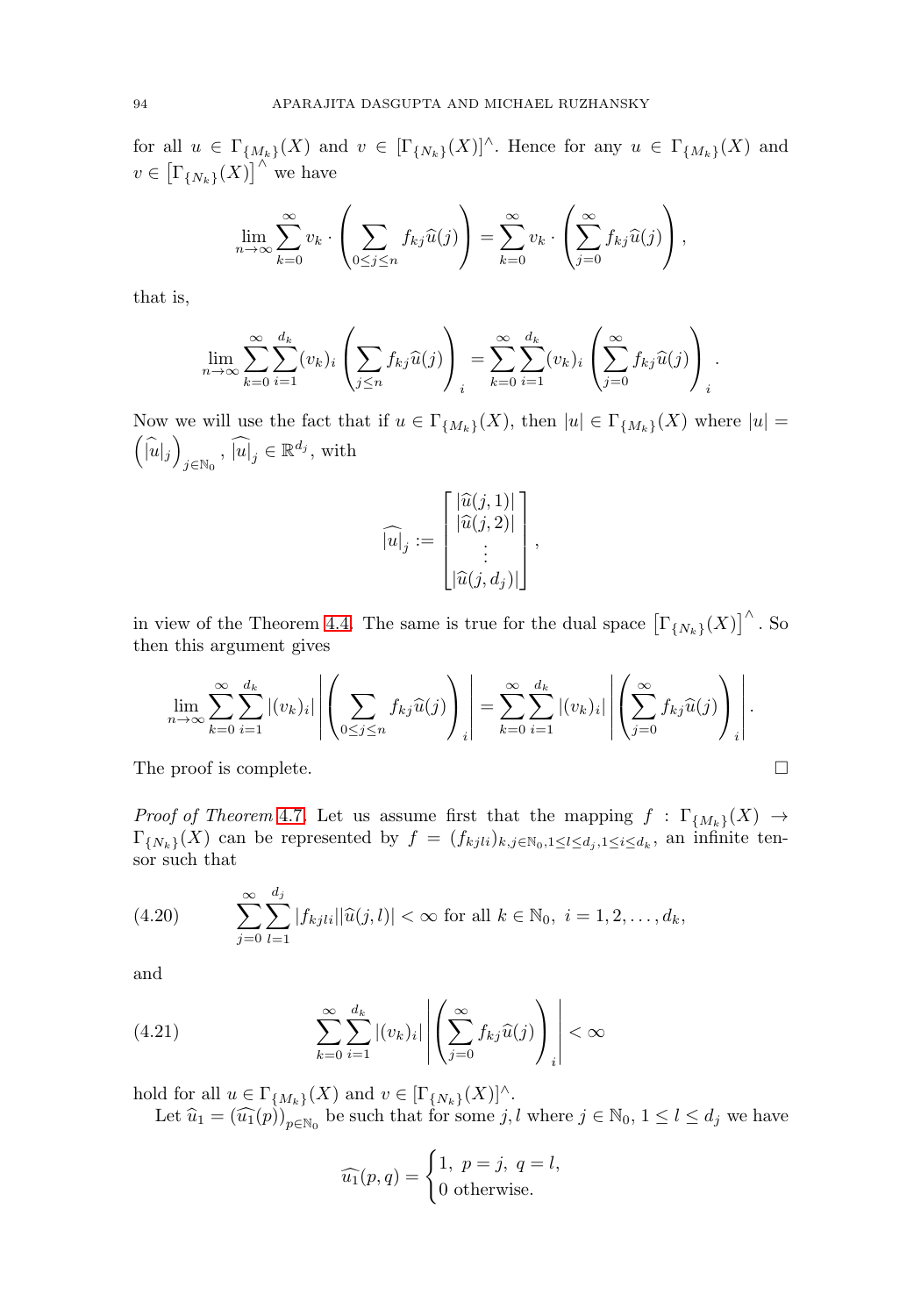for all $u \in \Gamma_{\{M_k\}}(X)$ and $v \in [\Gamma_{\{N_k\}}(X)]^\wedge$. Hence for any $u \in \Gamma_{\{M_k\}}(X)$ and $v \in \left[\Gamma_{\{N_k\}}(X)\right]^\wedge$ we have

$$\lim_{n\to\infty} \sum_{k=0}^{\infty} v_k \cdot \left( \sum_{0\le j\le n} f_{kj} \widehat{u}(j) \right) = \sum_{k=0}^{\infty} v_k \cdot \left( \sum_{j=0}^{\infty} f_{kj} \widehat{u}(j) \right),$$

that is,

$$\lim_{n\to\infty} \sum_{k=0}^{\infty} \sum_{i=1}^{d_k} (v_k)_i \left( \sum_{j\le n} f_{kj} \widehat{u}(j) \right)_i = \sum_{k=0}^{\infty} \sum_{i=1}^{d_k} (v_k)_i \left( \sum_{j=0}^{\infty} f_{kj} \widehat{u}(j) \right)_i.$$

Now we will use the fact that if $u \in \Gamma_{\{M_k\}}(X)$, then $|u| \in \Gamma_{\{M_k\}}(X)$ where $|u| = \left(\widehat{|u|}_j\right)_{j\in\mathbb{N}_0}$, $\widehat{|u|}_j \in \mathbb{R}^{d_j}$, with

$$\widehat{|u|}_j := \begin{bmatrix} |\widehat{u}(j,1)| \\ |\widehat{u}(j,2)| \\ \vdots \\ |\widehat{u}(j,d_j)| \end{bmatrix},$$

in view of the Theorem 4.4. The same is true for the dual space $\left[\Gamma_{\{N_k\}}(X)\right]^\wedge$. So then this argument gives

$$\lim_{n\to\infty} \sum_{k=0}^{\infty} \sum_{i=1}^{d_k} |(v_k)_i| \left| \left( \sum_{0\le j\le n} f_{kj} \widehat{u}(j) \right)_i \right| = \sum_{k=0}^{\infty} \sum_{i=1}^{d_k} |(v_k)_i| \left| \left( \sum_{j=0}^{\infty} f_{kj} \widehat{u}(j) \right)_i \right|.$$

The proof is complete. $\square$

*Proof of Theorem* 4.7. Let us assume first that the mapping $f : \Gamma_{\{M_k\}}(X) \to \Gamma_{\{N_k\}}(X)$ can be represented by $f = (f_{kjli})_{k,j\in\mathbb{N}_0, 1\le l\le d_j, 1\le i\le d_k}$, an infinite tensor such that

$$\sum_{j=0}^{\infty} \sum_{l=1}^{d_j} |f_{kjli}||\widehat{u}(j,l)| < \infty \text{ for all } k \in \mathbb{N}_0,\ i = 1, 2, \ldots, d_k, \tag{4.20}$$

and

$$\sum_{k=0}^{\infty} \sum_{i=1}^{d_k} |(v_k)_i| \left| \left( \sum_{j=0}^{\infty} f_{kj} \widehat{u}(j) \right)_i \right| < \infty \tag{4.21}$$

hold for all $u \in \Gamma_{\{M_k\}}(X)$ and $v \in [\Gamma_{\{N_k\}}(X)]^\wedge$.

Let $\widehat{u}_1 = (\widehat{u_1}(p))_{p\in\mathbb{N}_0}$ be such that for some $j, l$ where $j \in \mathbb{N}_0$, $1 \le l \le d_j$ we have

$$\widehat{u_1}(p, q) = \begin{cases} 1, \ p = j, \ q = l, \\ 0 \text{ otherwise.} \end{cases}$$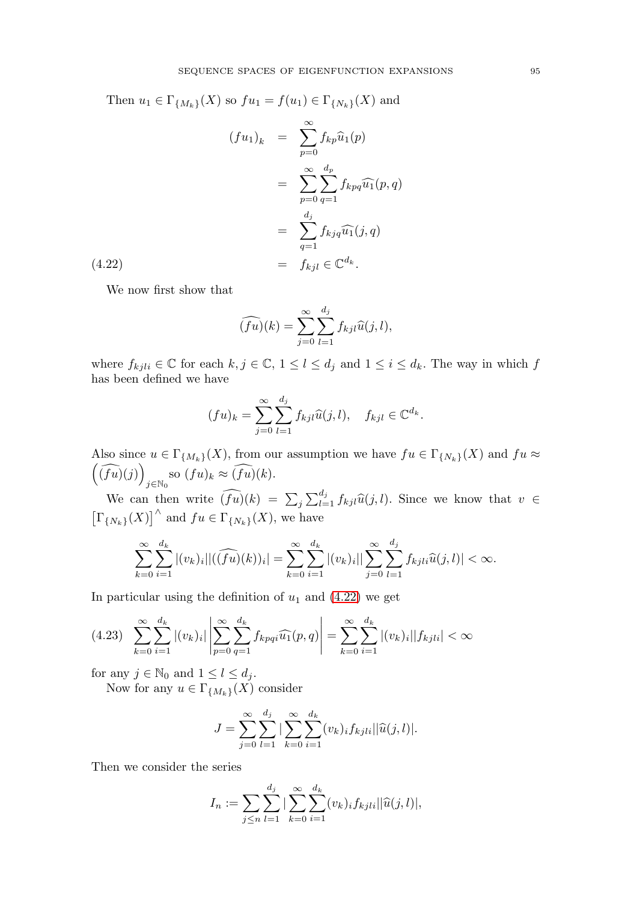Then $u_1 \in \Gamma_{\{M_k\}}(X)$ so $fu_1 = f(u_1) \in \Gamma_{\{N_k\}}(X)$ and

$$
\begin{aligned}
(fu_1)_k &= \sum_{p=0}^{\infty} f_{kp} \widehat{u}_1(p) \\
&= \sum_{p=0}^{\infty} \sum_{q=1}^{d_p} f_{kpq} \widehat{u_1}(p,q) \\
&= \sum_{q=1}^{d_j} f_{kjq} \widehat{u_1}(j,q) \\
&= f_{kjl} \in \mathbb{C}^{d_k}.
\end{aligned} \tag{4.22}
$$

We now first show that

$$
\widehat{(fu)}(k) = \sum_{j=0}^{\infty} \sum_{l=1}^{d_j} f_{kjl} \widehat{u}(j,l),
$$

where $f_{kjli} \in \mathbb{C}$ for each $k, j \in \mathbb{C}$, $1 \leq l \leq d_j$ and $1 \leq i \leq d_k$. The way in which $f$ has been defined we have

$$
(fu)_k = \sum_{j=0}^{\infty} \sum_{l=1}^{d_j} f_{kjl} \widehat{u}(j,l), \quad f_{kjl} \in \mathbb{C}^{d_k}.
$$

Also since $u \in \Gamma_{\{M_k\}}(X)$, from our assumption we have $fu \in \Gamma_{\{N_k\}}(X)$ and $fu \approx \left(\widehat{(fu)}(j)\right)_{j \in \mathbb{N}_0}$ so $(fu)_k \approx \widehat{(fu)}(k)$.

We can then write $\widehat{(fu)}(k) = \sum_j \sum_{l=1}^{d_j} f_{kjl} \widehat{u}(j,l)$. Since we know that $v \in \left[\Gamma_{\{N_k\}}(X)\right]^\wedge$ and $fu \in \Gamma_{\{N_k\}}(X)$, we have

$$
\sum_{k=0}^{\infty} \sum_{i=1}^{d_k} |(v_k)_i| |(\widehat{(fu)}(k))_i| = \sum_{k=0}^{\infty} \sum_{i=1}^{d_k} |(v_k)_i| |\sum_{j=0}^{\infty} \sum_{l=1}^{d_j} f_{kjli} \widehat{u}(j,l)| < \infty.
$$

In particular using the definition of $u_1$ and (4.22) we get

$$
\sum_{k=0}^{\infty} \sum_{i=1}^{d_k} |(v_k)_i| \left| \sum_{p=0}^{\infty} \sum_{q=1}^{d_k} f_{kpqi} \widehat{u_1}(p,q) \right| = \sum_{k=0}^{\infty} \sum_{i=1}^{d_k} |(v_k)_i| |f_{kjli}| < \infty \tag{4.23}
$$

for any $j \in \mathbb{N}_0$ and $1 \leq l \leq d_j$.

Now for any $u \in \Gamma_{\{M_k\}}(X)$ consider

$$
J = \sum_{j=0}^{\infty} \sum_{l=1}^{d_j} |\sum_{k=0}^{\infty} \sum_{i=1}^{d_k} (v_k)_i f_{kjli}| |\widehat{u}(j,l)|.
$$

Then we consider the series

$$
I_n := \sum_{j \leq n} \sum_{l=1}^{d_j} |\sum_{k=0}^{\infty} \sum_{i=1}^{d_k} (v_k)_i f_{kjli}| |\widehat{u}(j,l)|,
$$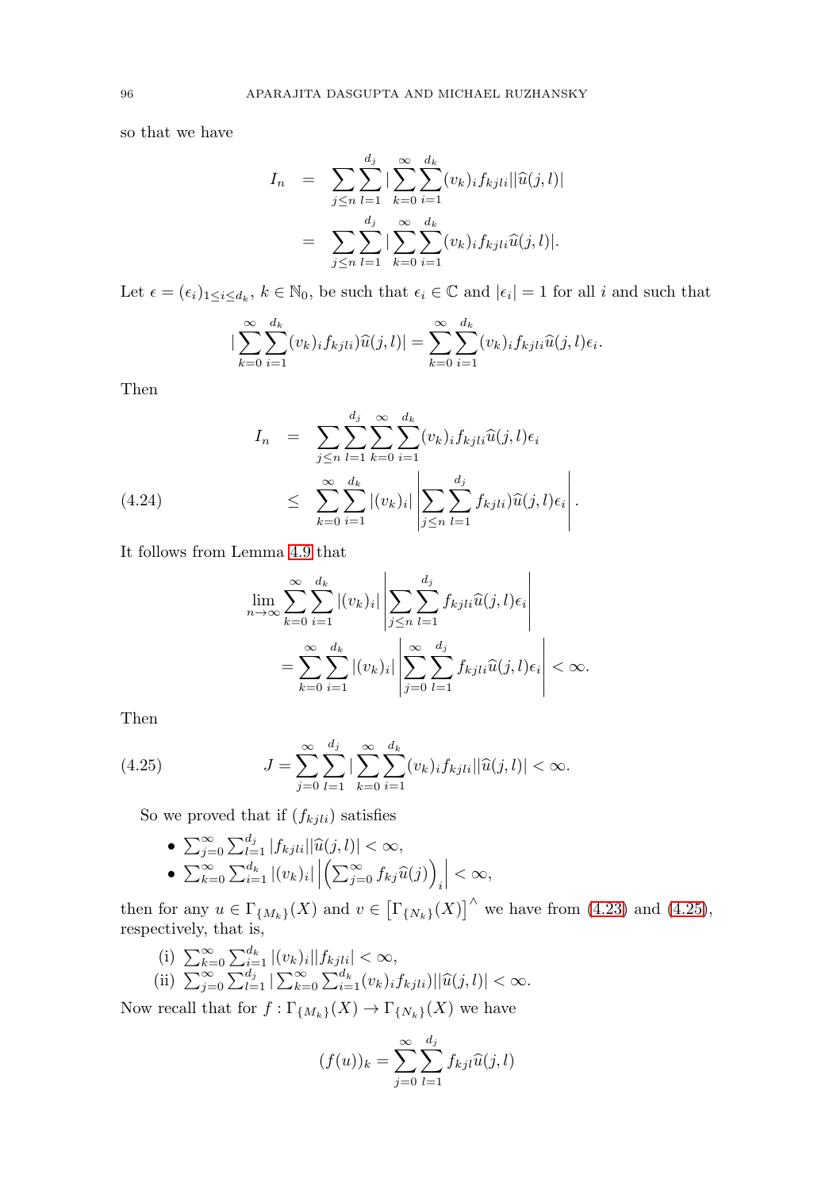so that we have

$$
\begin{aligned}
I_n &= \sum_{j\le n}\sum_{l=1}^{d_j} |\sum_{k=0}^{\infty}\sum_{i=1}^{d_k}(v_k)_i f_{kjli}||\widehat{u}(j,l)| \\
&= \sum_{j\le n}\sum_{l=1}^{d_j} |\sum_{k=0}^{\infty}\sum_{i=1}^{d_k}(v_k)_i f_{kjli}\widehat{u}(j,l)|.
\end{aligned}
$$

Let $\epsilon = (\epsilon_i)_{1\le i\le d_k}$, $k\in\mathbb{N}_0$, be such that $\epsilon_i\in\mathbb{C}$ and $|\epsilon_i| = 1$ for all $i$ and such that

$$
|\sum_{k=0}^{\infty}\sum_{i=1}^{d_k}(v_k)_i f_{kjli})\widehat{u}(j,l)| = \sum_{k=0}^{\infty}\sum_{i=1}^{d_k}(v_k)_i f_{kjli}\widehat{u}(j,l)\epsilon_i.
$$

Then

$$
\begin{aligned}
I_n &= \sum_{j\le n}\sum_{l=1}^{d_j}\sum_{k=0}^{\infty}\sum_{i=1}^{d_k}(v_k)_i f_{kjli}\widehat{u}(j,l)\epsilon_i \\
&\le \sum_{k=0}^{\infty}\sum_{i=1}^{d_k}|(v_k)_i|\left|\sum_{j\le n}\sum_{l=1}^{d_j} f_{kjli})\widehat{u}(j,l)\epsilon_i\right|. \qquad (4.24)
\end{aligned}
$$

It follows from Lemma 4.9 that

$$
\begin{aligned}
&\lim_{n\to\infty}\sum_{k=0}^{\infty}\sum_{i=1}^{d_k}|(v_k)_i|\left|\sum_{j\le n}\sum_{l=1}^{d_j} f_{kjli}\widehat{u}(j,l)\epsilon_i\right| \\
&= \sum_{k=0}^{\infty}\sum_{i=1}^{d_k}|(v_k)_i|\left|\sum_{j=0}^{\infty}\sum_{l=1}^{d_j} f_{kjli}\widehat{u}(j,l)\epsilon_i\right| < \infty.
\end{aligned}
$$

Then

$$
J = \sum_{j=0}^{\infty}\sum_{l=1}^{d_j} |\sum_{k=0}^{\infty}\sum_{i=1}^{d_k}(v_k)_i f_{kjli}||\widehat{u}(j,l)| < \infty. \qquad (4.25)
$$

So we proved that if $(f_{kjli})$ satisfies

- $\sum_{j=0}^{\infty}\sum_{l=1}^{d_j}|f_{kjli}||\widehat{u}(j,l)| < \infty$,
- $\sum_{k=0}^{\infty}\sum_{i=1}^{d_k}|(v_k)_i|\left|\left(\sum_{j=0}^{\infty} f_{kj}\widehat{u}(j)\right)_i\right| < \infty$,

then for any $u\in\Gamma_{\{M_k\}}(X)$ and $v\in\left[\Gamma_{\{N_k\}}(X)\right]^{\wedge}$ we have from (4.23) and (4.25), respectively, that is,

(i) $\sum_{k=0}^{\infty}\sum_{i=1}^{d_k}|(v_k)_i||f_{kjli}| < \infty$,
(ii) $\sum_{j=0}^{\infty}\sum_{l=1}^{d_j}|\sum_{k=0}^{\infty}\sum_{i=1}^{d_k}(v_k)_i f_{kjli})||\widehat{u}(j,l)| < \infty$.

Now recall that for $f:\Gamma_{\{M_k\}}(X)\to\Gamma_{\{N_k\}}(X)$ we have

$$
(f(u))_k = \sum_{j=0}^{\infty}\sum_{l=1}^{d_j} f_{kjl}\widehat{u}(j,l)
$$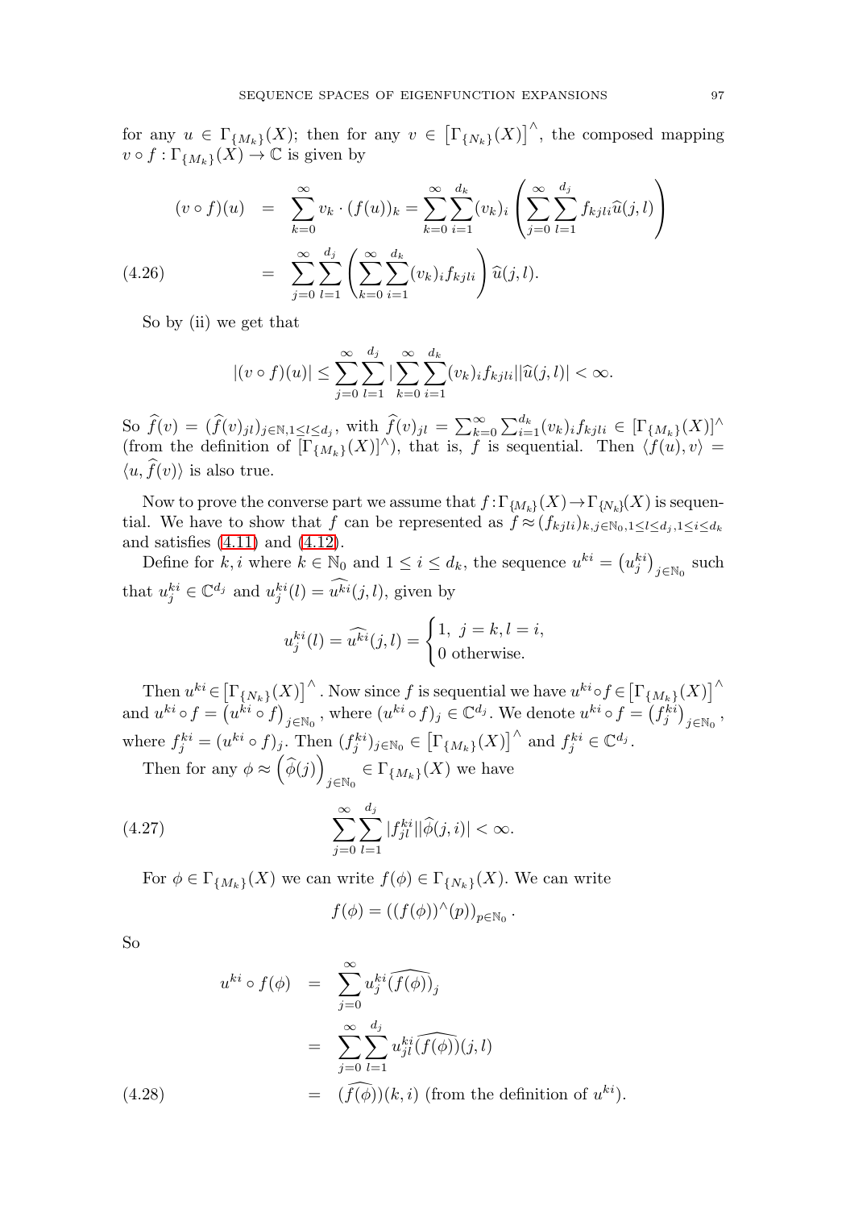for any $u \in \Gamma_{\{M_k\}}(X)$; then for any $v \in \left[\Gamma_{\{N_k\}}(X)\right]^\wedge$, the composed mapping $v \circ f : \Gamma_{\{M_k\}}(X) \to \mathbb{C}$ is given by

$$
\begin{aligned}
(v \circ f)(u) &= \sum_{k=0}^{\infty} v_k \cdot (f(u))_k = \sum_{k=0}^{\infty} \sum_{i=1}^{d_k} (v_k)_i \left( \sum_{j=0}^{\infty} \sum_{l=1}^{d_j} f_{kjli} \widehat{u}(j,l) \right) \\
&= \sum_{j=0}^{\infty} \sum_{l=1}^{d_j} \left( \sum_{k=0}^{\infty} \sum_{i=1}^{d_k} (v_k)_i f_{kjli} \right) \widehat{u}(j,l). \qquad (4.26)
\end{aligned}
$$

So by (ii) we get that

$$
|(v \circ f)(u)| \leq \sum_{j=0}^{\infty} \sum_{l=1}^{d_j} |\sum_{k=0}^{\infty} \sum_{i=1}^{d_k} (v_k)_i f_{kjli}| |\widehat{u}(j,l)| < \infty.
$$

So $\widehat{f}(v) = (\widehat{f}(v)_{jl})_{j \in \mathbb{N}, 1 \leq l \leq d_j}$, with $\widehat{f}(v)_{jl} = \sum_{k=0}^{\infty} \sum_{i=1}^{d_k} (v_k)_i f_{kjli} \in [\Gamma_{\{M_k\}}(X)]^\wedge$ (from the definition of $[\Gamma_{\{M_k\}}(X)]^\wedge$), that is, $f$ is sequential. Then $\langle f(u), v \rangle = \langle u, \widehat{f}(v) \rangle$ is also true.

Now to prove the converse part we assume that $f : \Gamma_{\{M_k\}}(X) \to \Gamma_{\{N_k\}}(X)$ is sequential. We have to show that $f$ can be represented as $f \approx (f_{kjli})_{k,j \in \mathbb{N}_0, 1 \leq l \leq d_j, 1 \leq i \leq d_k}$ and satisfies (4.11) and (4.12).

Define for $k, i$ where $k \in \mathbb{N}_0$ and $1 \leq i \leq d_k$, the sequence $u^{ki} = \left(u_j^{ki}\right)_{j \in \mathbb{N}_0}$ such that $u_j^{ki} \in \mathbb{C}^{d_j}$ and $u_j^{ki}(l) = \widehat{u^{ki}}(j,l)$, given by

$$
u_j^{ki}(l) = \widehat{u^{ki}}(j,l) = \begin{cases} 1, & j = k, l = i, \\ 0 & \text{otherwise.} \end{cases}
$$

Then $u^{ki} \in \left[\Gamma_{\{N_k\}}(X)\right]^\wedge$. Now since $f$ is sequential we have $u^{ki} \circ f \in \left[\Gamma_{\{M_k\}}(X)\right]^\wedge$ and $u^{ki} \circ f = \left(u^{ki} \circ f\right)_{j \in \mathbb{N}_0}$, where $(u^{ki} \circ f)_j \in \mathbb{C}^{d_j}$. We denote $u^{ki} \circ f = \left(f_j^{ki}\right)_{j \in \mathbb{N}_0}$, where $f_j^{ki} = (u^{ki} \circ f)_j$. Then $(f_j^{ki})_{j \in \mathbb{N}_0} \in \left[\Gamma_{\{M_k\}}(X)\right]^\wedge$ and $f_j^{ki} \in \mathbb{C}^{d_j}$.

Then for any $\phi \approx \left(\widehat{\phi}(j)\right)_{j \in \mathbb{N}_0} \in \Gamma_{\{M_k\}}(X)$ we have

$$
\sum_{j=0}^{\infty} \sum_{l=1}^{d_j} |f_{jl}^{ki}| |\widehat{\phi}(j,i)| < \infty. \qquad (4.27)
$$

For $\phi \in \Gamma_{\{M_k\}}(X)$ we can write $f(\phi) \in \Gamma_{\{N_k\}}(X)$. We can write

$$
f(\phi) = \left((f(\phi))^\wedge(p)\right)_{p \in \mathbb{N}_0}.
$$

So

$$
\begin{aligned}
u^{ki} \circ f(\phi) &= \sum_{j=0}^{\infty} u_j^{ki} \widehat{(f(\phi))}_j \\
&= \sum_{j=0}^{\infty} \sum_{l=1}^{d_j} u_{jl}^{ki} \widehat{(f(\phi))}(j,l) \\
&= (\widehat{f(\phi)})(k,i) \text{ (from the definition of } u^{ki}). \qquad (4.28)
\end{aligned}
$$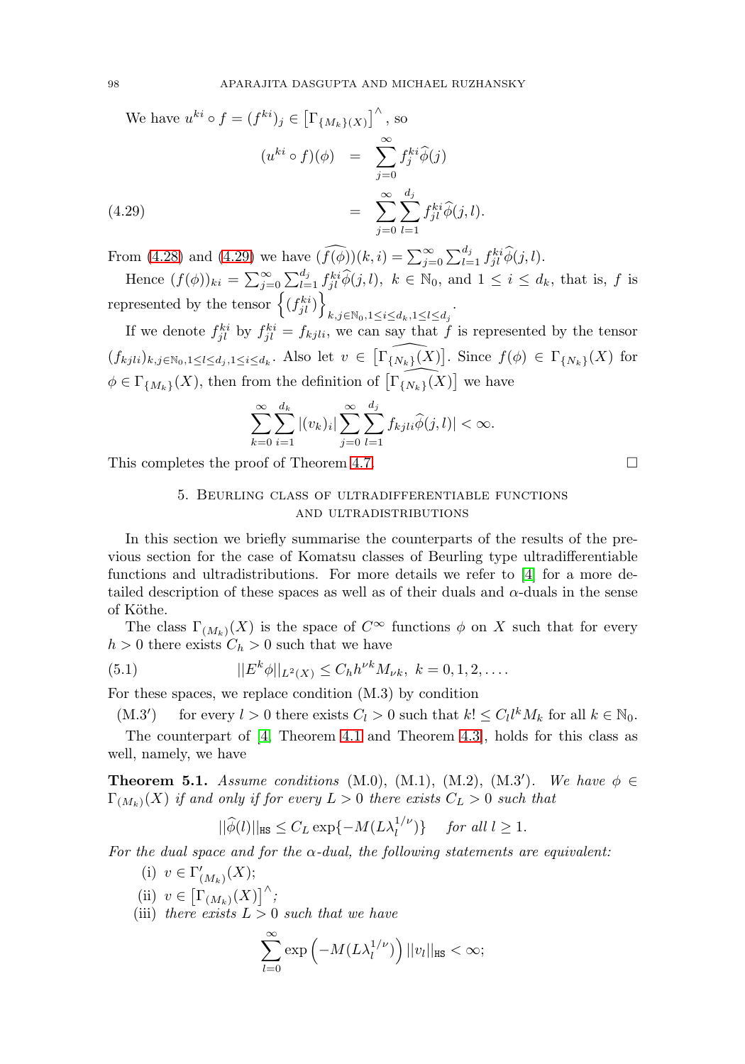We have $u^{ki} \circ f = (f^{ki})_j \in \left[\Gamma_{\{M_k\}(X)}\right]^\wedge$, so

$$
\begin{aligned}
(u^{ki} \circ f)(\phi) &= \sum_{j=0}^{\infty} f_j^{ki} \widehat{\phi}(j) \\
&= \sum_{j=0}^{\infty} \sum_{l=1}^{d_j} f_{jl}^{ki} \widehat{\phi}(j,l). \qquad (4.29)
\end{aligned}
$$

From (4.28) and (4.29) we have $(\widehat{f(\phi)})(k,i) = \sum_{j=0}^{\infty} \sum_{l=1}^{d_j} f_{jl}^{ki} \widehat{\phi}(j,l)$.

Hence $(f(\phi))_{ki} = \sum_{j=0}^{\infty} \sum_{l=1}^{d_j} f_{jl}^{ki} \widehat{\phi}(j,l),\ k \in \mathbb{N}_0$, and $1 \le i \le d_k$, that is, $f$ is represented by the tensor $\left\{(f_{jl}^{ki})\right\}_{k,j \in \mathbb{N}_0, 1 \le i \le d_k, 1 \le l \le d_j}$.

If we denote $f_{jl}^{ki}$ by $f_{jl}^{ki} = f_{kjli}$, we can say that $f$ is represented by the tensor $(f_{kjli})_{k,j \in \mathbb{N}_0, 1 \le l \le d_j, 1 \le i \le d_k}$. Also let $v \in \left[\widehat{\Gamma_{\{N_k\}}(X)}\right]$. Since $f(\phi) \in \Gamma_{\{N_k\}}(X)$ for $\phi \in \Gamma_{\{M_k\}}(X)$, then from the definition of $\left[\widehat{\Gamma_{\{N_k\}}(X)}\right]$ we have

$$
\sum_{k=0}^{\infty} \sum_{i=1}^{d_k} |(v_k)_i| \sum_{j=0}^{\infty} \sum_{l=1}^{d_j} f_{kjli} \widehat{\phi}(j,l)| < \infty.
$$

This completes the proof of Theorem 4.7. □

## 5. Beurling class of ultradifferentiable functions and ultradistributions

In this section we briefly summarise the counterparts of the results of the previous section for the case of Komatsu classes of Beurling type ultradifferentiable functions and ultradistributions. For more details we refer to [4] for a more detailed description of these spaces as well as of their duals and $\alpha$-duals in the sense of Köthe.

The class $\Gamma_{(M_k)}(X)$ is the space of $C^\infty$ functions $\phi$ on $X$ such that for every $h > 0$ there exists $C_h > 0$ such that we have

$$
||E^k \phi||_{L^2(X)} \le C_h h^{\nu k} M_{\nu k},\ k = 0, 1, 2, \ldots. \qquad (5.1)
$$

For these spaces, we replace condition (M.3) by condition

(M.3′) for every $l > 0$ there exists $C_l > 0$ such that $k! \le C_l l^k M_k$ for all $k \in \mathbb{N}_0$.

The counterpart of [4, Theorem 4.1 and Theorem 4.3], holds for this class as well, namely, we have

**Theorem 5.1.** *Assume conditions* (M.0), (M.1), (M.2), (M.3′). *We have* $\phi \in \Gamma_{(M_k)}(X)$ *if and only if for every* $L > 0$ *there exists* $C_L > 0$ *such that*

$$
||\widehat{\phi}(l)||_{\mathtt{HS}} \le C_L \exp\{-M(L\lambda_l^{1/\nu})\} \quad \text{for all } l \ge 1.
$$

*For the dual space and for the $\alpha$-dual, the following statements are equivalent:*

(i) $v \in \Gamma'_{(M_k)}(X)$;

(ii) $v \in \left[\Gamma_{(M_k)}(X)\right]^\wedge$;

(iii) *there exists* $L > 0$ *such that we have*

$$
\sum_{l=0}^{\infty} \exp\left(-M(L\lambda_l^{1/\nu})\right) ||v_l||_{\mathtt{HS}} < \infty;
$$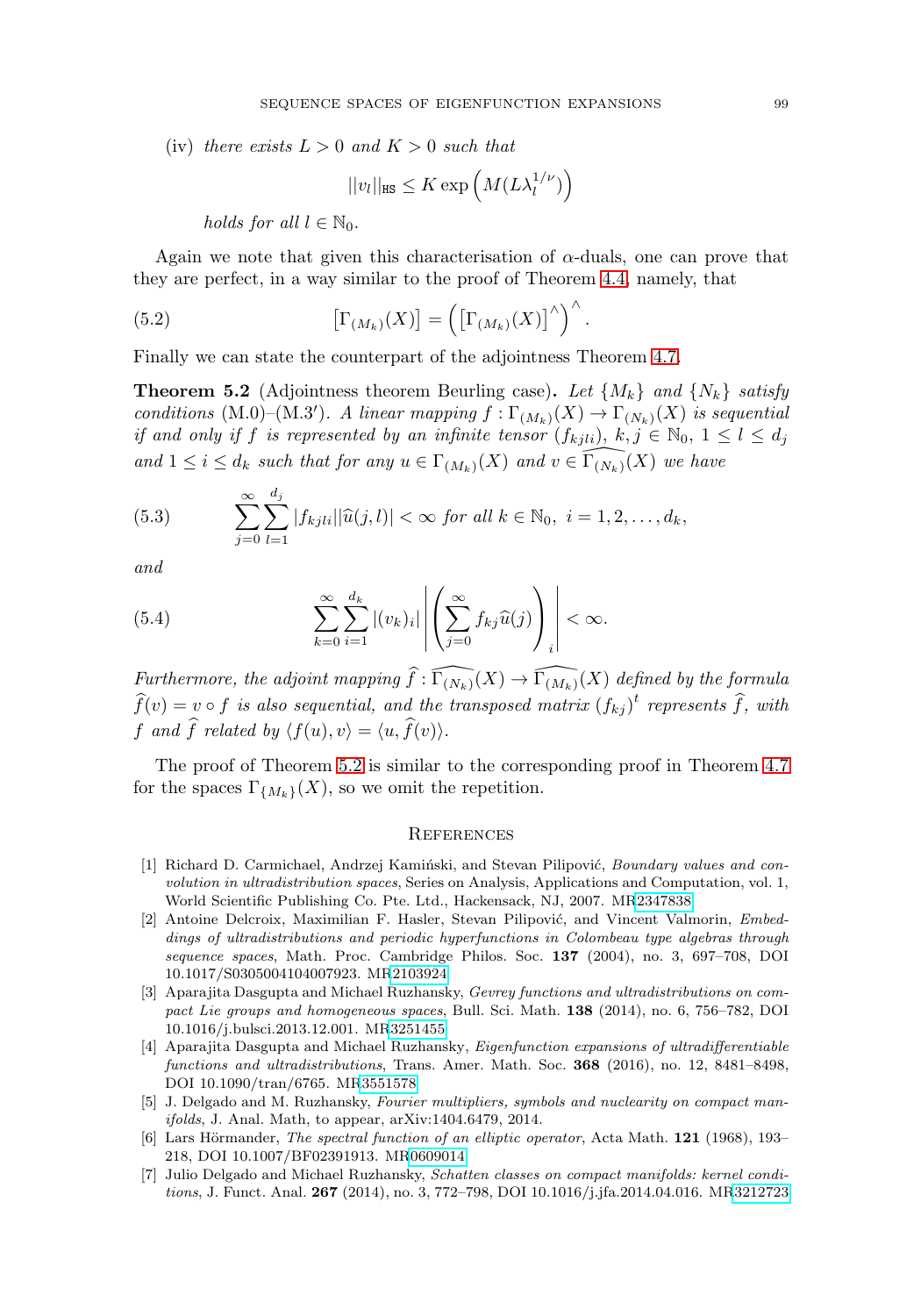(iv) *there exists $L > 0$ and $K > 0$ such that*

$$||v_l||_{\mathtt{HS}} \leq K \exp\left(M(L\lambda_l^{1/\nu})\right)$$

*holds for all $l \in \mathbb{N}_0$.*

Again we note that given this characterisation of $\alpha$-duals, one can prove that they are perfect, in a way similar to the proof of Theorem 4.4, namely, that

$$\left[\Gamma_{(M_k)}(X)\right] = \left(\left[\Gamma_{(M_k)}(X)\right]^\wedge\right)^\wedge. \tag{5.2}$$

Finally we can state the counterpart of the adjointness Theorem 4.7.

**Theorem 5.2** (Adjointness theorem Beurling case)**.** *Let $\{M_k\}$ and $\{N_k\}$ satisfy conditions* (M.0)–(M.3$'$)*. A linear mapping $f : \Gamma_{(M_k)}(X) \to \Gamma_{(N_k)}(X)$ is sequential if and only if $f$ is represented by an infinite tensor $(f_{kjli})$, $k, j \in \mathbb{N}_0$, $1 \leq l \leq d_j$ and $1 \leq i \leq d_k$ such that for any $u \in \Gamma_{(M_k)}(X)$ and $v \in \widehat{\Gamma_{(N_k)}}(X)$ we have*

$$\sum_{j=0}^{\infty} \sum_{l=1}^{d_j} |f_{kjli}||\widehat{u}(j,l)| < \infty \text{ for all } k \in \mathbb{N}_0,\ i = 1, 2, \ldots, d_k, \tag{5.3}$$

*and*

$$\sum_{k=0}^{\infty} \sum_{i=1}^{d_k} |(v_k)_i| \left| \left( \sum_{j=0}^{\infty} f_{kj} \widehat{u}(j) \right)_i \right| < \infty. \tag{5.4}$$

*Furthermore, the adjoint mapping $\widehat{f} : \widehat{\Gamma_{(N_k)}}(X) \to \widehat{\Gamma_{(M_k)}}(X)$ defined by the formula $\widehat{f}(v) = v \circ f$ is also sequential, and the transposed matrix $(f_{kj})^t$ represents $\widehat{f}$, with $f$ and $\widehat{f}$ related by $\langle f(u), v\rangle = \langle u, \widehat{f}(v)\rangle$.*

The proof of Theorem 5.2 is similar to the corresponding proof in Theorem 4.7 for the spaces $\Gamma_{\{M_k\}}(X)$, so we omit the repetition.

## References

[1] Richard D. Carmichael, Andrzej Kamiński, and Stevan Pilipović, *Boundary values and convolution in ultradistribution spaces*, Series on Analysis, Applications and Computation, vol. 1, World Scientific Publishing Co. Pte. Ltd., Hackensack, NJ, 2007. MR2347838

[2] Antoine Delcroix, Maximilian F. Hasler, Stevan Pilipović, and Vincent Valmorin, *Embeddings of ultradistributions and periodic hyperfunctions in Colombeau type algebras through sequence spaces*, Math. Proc. Cambridge Philos. Soc. **137** (2004), no. 3, 697–708, DOI 10.1017/S0305004104007923. MR2103924

[3] Aparajita Dasgupta and Michael Ruzhansky, *Gevrey functions and ultradistributions on compact Lie groups and homogeneous spaces*, Bull. Sci. Math. **138** (2014), no. 6, 756–782, DOI 10.1016/j.bulsci.2013.12.001. MR3251455

[4] Aparajita Dasgupta and Michael Ruzhansky, *Eigenfunction expansions of ultradifferentiable functions and ultradistributions*, Trans. Amer. Math. Soc. **368** (2016), no. 12, 8481–8498, DOI 10.1090/tran/6765. MR3551578

[5] J. Delgado and M. Ruzhansky, *Fourier multipliers, symbols and nuclearity on compact manifolds*, J. Anal. Math, to appear, arXiv:1404.6479, 2014.

[6] Lars Hörmander, *The spectral function of an elliptic operator*, Acta Math. **121** (1968), 193–218, DOI 10.1007/BF02391913. MR0609014

[7] Julio Delgado and Michael Ruzhansky, *Schatten classes on compact manifolds: kernel conditions*, J. Funct. Anal. **267** (2014), no. 3, 772–798, DOI 10.1016/j.jfa.2014.04.016. MR3212723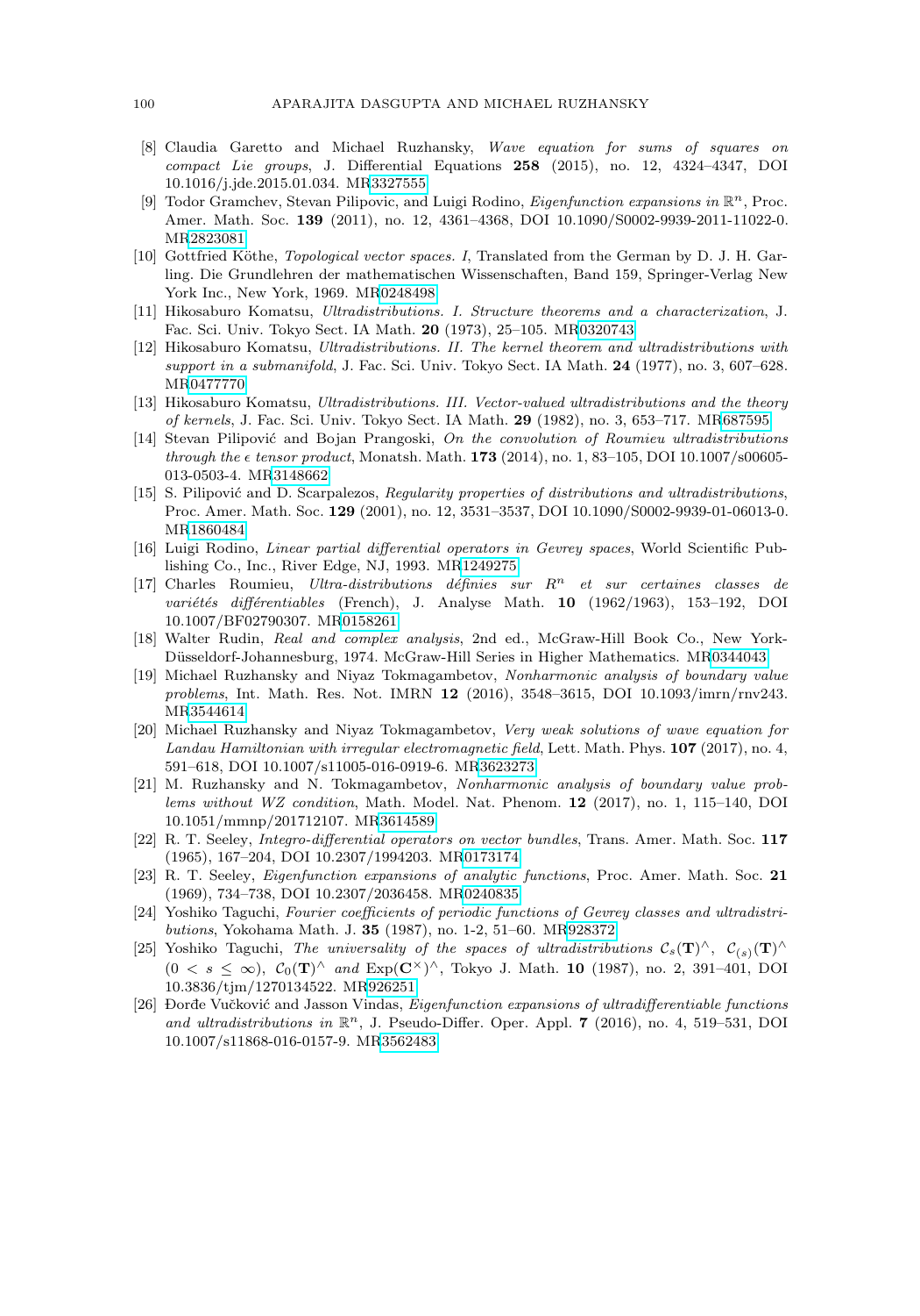[8] Claudia Garetto and Michael Ruzhansky, *Wave equation for sums of squares on compact Lie groups*, J. Differential Equations **258** (2015), no. 12, 4324–4347, DOI 10.1016/j.jde.2015.01.034. MR3327555

[9] Todor Gramchev, Stevan Pilipovic, and Luigi Rodino, *Eigenfunction expansions in* $\mathbb{R}^n$, Proc. Amer. Math. Soc. **139** (2011), no. 12, 4361–4368, DOI 10.1090/S0002-9939-2011-11022-0. MR2823081

[10] Gottfried Köthe, *Topological vector spaces. I*, Translated from the German by D. J. H. Garling. Die Grundlehren der mathematischen Wissenschaften, Band 159, Springer-Verlag New York Inc., New York, 1969. MR0248498

[11] Hikosaburo Komatsu, *Ultradistributions. I. Structure theorems and a characterization*, J. Fac. Sci. Univ. Tokyo Sect. IA Math. **20** (1973), 25–105. MR0320743

[12] Hikosaburo Komatsu, *Ultradistributions. II. The kernel theorem and ultradistributions with support in a submanifold*, J. Fac. Sci. Univ. Tokyo Sect. IA Math. **24** (1977), no. 3, 607–628. MR0477770

[13] Hikosaburo Komatsu, *Ultradistributions. III. Vector-valued ultradistributions and the theory of kernels*, J. Fac. Sci. Univ. Tokyo Sect. IA Math. **29** (1982), no. 3, 653–717. MR687595

[14] Stevan Pilipović and Bojan Prangoski, *On the convolution of Roumieu ultradistributions through the* $\epsilon$ *tensor product*, Monatsh. Math. **173** (2014), no. 1, 83–105, DOI 10.1007/s00605-013-0503-4. MR3148662

[15] S. Pilipović and D. Scarpalezos, *Regularity properties of distributions and ultradistributions*, Proc. Amer. Math. Soc. **129** (2001), no. 12, 3531–3537, DOI 10.1090/S0002-9939-01-06013-0. MR1860484

[16] Luigi Rodino, *Linear partial differential operators in Gevrey spaces*, World Scientific Publishing Co., Inc., River Edge, NJ, 1993. MR1249275

[17] Charles Roumieu, *Ultra-distributions définies sur* $R^n$ *et sur certaines classes de variétés différentiables* (French), J. Analyse Math. **10** (1962/1963), 153–192, DOI 10.1007/BF02790307. MR0158261

[18] Walter Rudin, *Real and complex analysis*, 2nd ed., McGraw-Hill Book Co., New York-Düsseldorf-Johannesburg, 1974. McGraw-Hill Series in Higher Mathematics. MR0344043

[19] Michael Ruzhansky and Niyaz Tokmagambetov, *Nonharmonic analysis of boundary value problems*, Int. Math. Res. Not. IMRN **12** (2016), 3548–3615, DOI 10.1093/imrn/rnv243. MR3544614

[20] Michael Ruzhansky and Niyaz Tokmagambetov, *Very weak solutions of wave equation for Landau Hamiltonian with irregular electromagnetic field*, Lett. Math. Phys. **107** (2017), no. 4, 591–618, DOI 10.1007/s11005-016-0919-6. MR3623273

[21] M. Ruzhansky and N. Tokmagambetov, *Nonharmonic analysis of boundary value problems without WZ condition*, Math. Model. Nat. Phenom. **12** (2017), no. 1, 115–140, DOI 10.1051/mmnp/201712107. MR3614589

[22] R. T. Seeley, *Integro-differential operators on vector bundles*, Trans. Amer. Math. Soc. **117** (1965), 167–204, DOI 10.2307/1994203. MR0173174

[23] R. T. Seeley, *Eigenfunction expansions of analytic functions*, Proc. Amer. Math. Soc. **21** (1969), 734–738, DOI 10.2307/2036458. MR0240835

[24] Yoshiko Taguchi, *Fourier coefficients of periodic functions of Gevrey classes and ultradistributions*, Yokohama Math. J. **35** (1987), no. 1-2, 51–60. MR928372

[25] Yoshiko Taguchi, *The universality of the spaces of ultradistributions* $\mathcal{C}_s(\mathbf{T})^\wedge$, $\mathcal{C}_{(s)}(\mathbf{T})^\wedge$ $(0 < s \leq \infty)$, $\mathcal{C}_0(\mathbf{T})^\wedge$ *and* $\mathrm{Exp}(\mathbf{C}^\times)^\wedge$, Tokyo J. Math. **10** (1987), no. 2, 391–401, DOI 10.3836/tjm/1270134522. MR926251

[26] Đorđe Vučković and Jasson Vindas, *Eigenfunction expansions of ultradifferentiable functions and ultradistributions in* $\mathbb{R}^n$, J. Pseudo-Differ. Oper. Appl. **7** (2016), no. 4, 519–531, DOI 10.1007/s11868-016-0157-9. MR3562483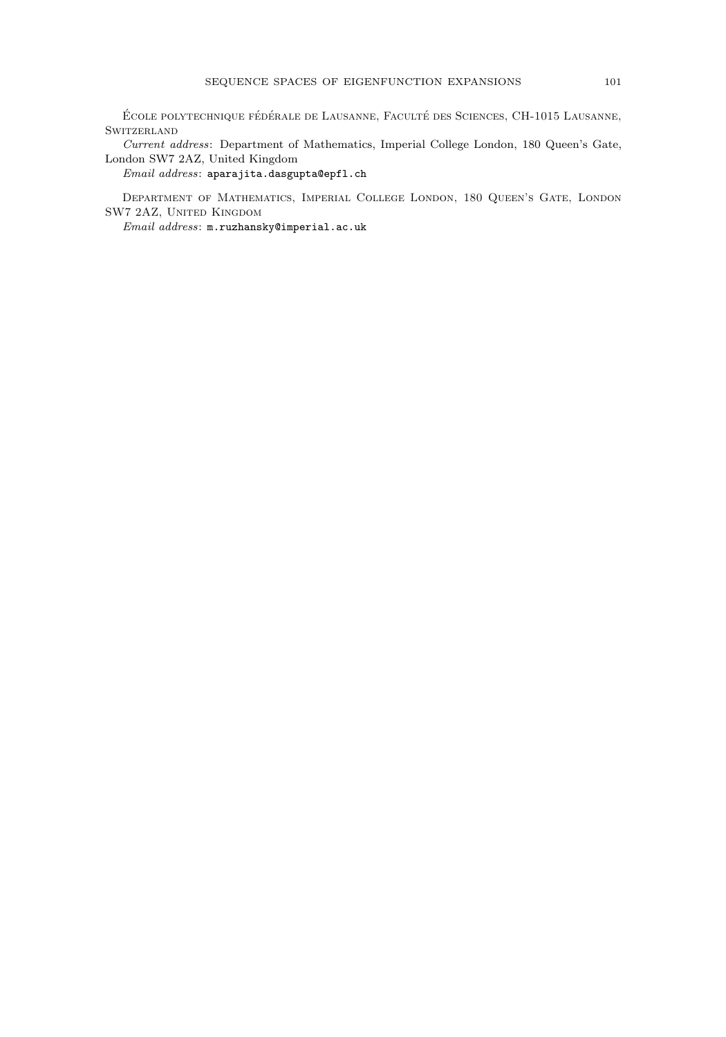École polytechnique fédérale de Lausanne, Faculté des Sciences, CH-1015 Lausanne, Switzerland

*Current address*: Department of Mathematics, Imperial College London, 180 Queen's Gate, London SW7 2AZ, United Kingdom

*Email address*: aparajita.dasgupta@epfl.ch

Department of Mathematics, Imperial College London, 180 Queen's Gate, London SW7 2AZ, United Kingdom

*Email address*: m.ruzhansky@imperial.ac.uk